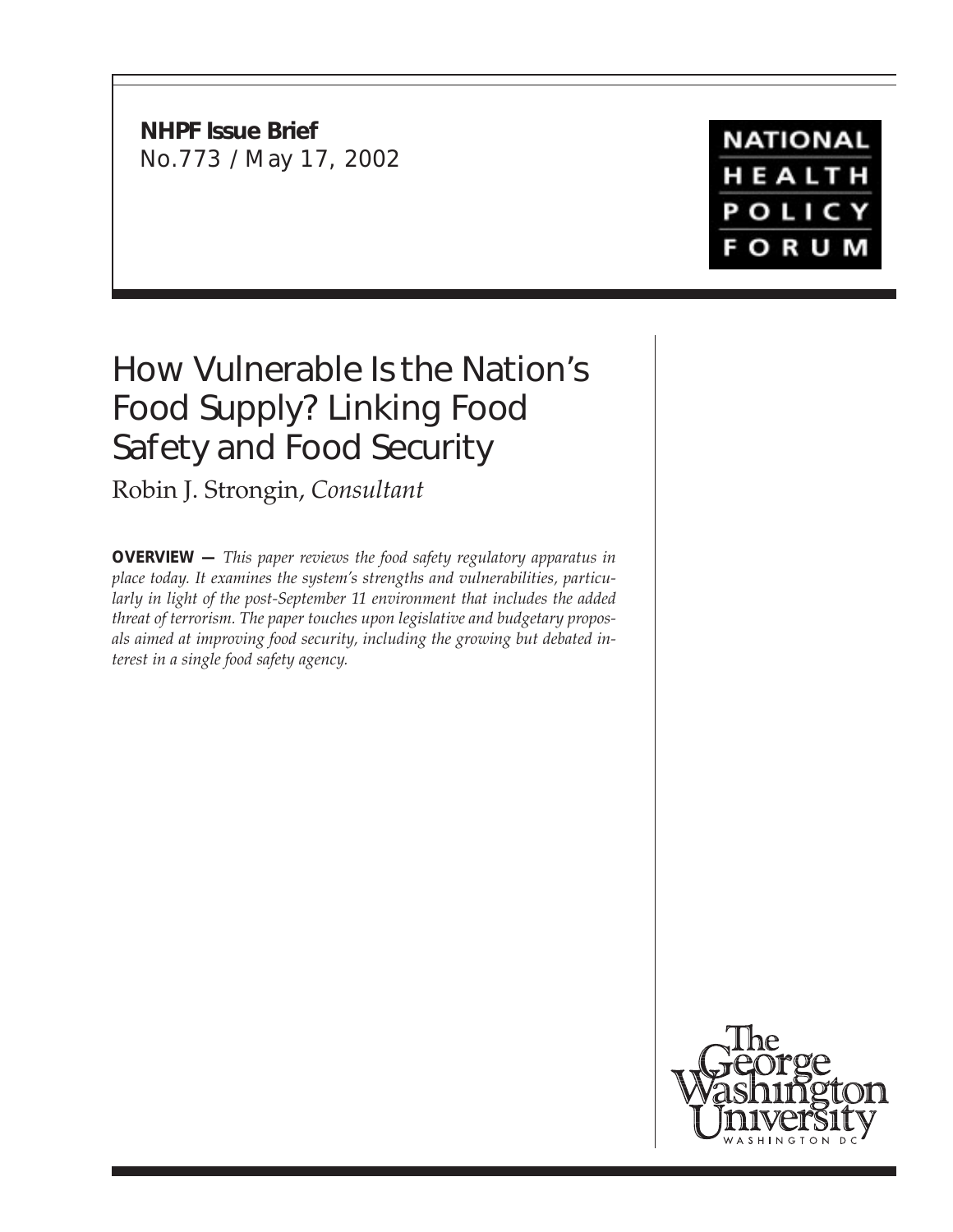**NHPF Issue Brief**
No.773 / May 17, 2002

NATIONAL HEALTH POLICY FORUM

# How Vulnerable Is the Nation's Food Supply? Linking Food Safety and Food Security

Robin J. Strongin, *Consultant*

**OVERVIEW —** *This paper reviews the food safety regulatory apparatus in place today. It examines the system's strengths and vulnerabilities, particularly in light of the post-September 11 environment that includes the added threat of terrorism. The paper touches upon legislative and budgetary proposals aimed at improving food security, including the growing but debated interest in a single food safety agency.*

The George Washington University
WASHINGTON DC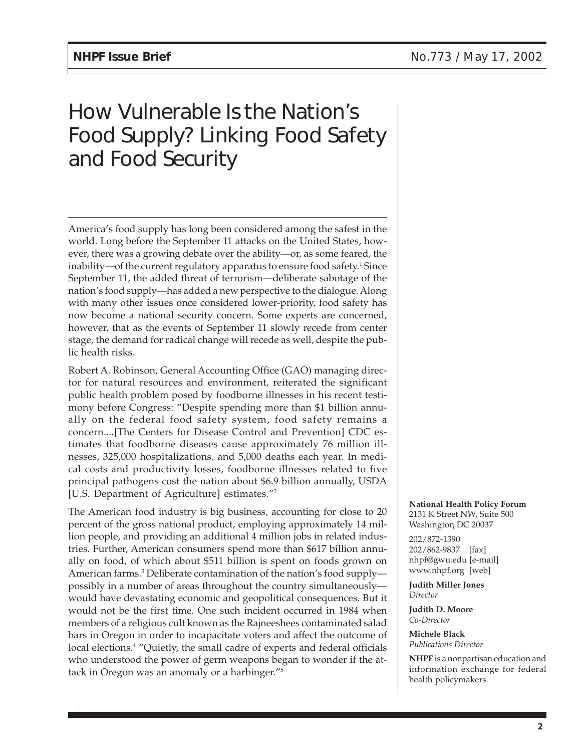# How Vulnerable Is the Nation's Food Supply? Linking Food Safety and Food Security

America's food supply has long been considered among the safest in the world. Long before the September 11 attacks on the United States, however, there was a growing debate over the ability—or, as some feared, the inability—of the current regulatory apparatus to ensure food safety.[1] Since September 11, the added threat of terrorism—deliberate sabotage of the nation's food supply—has added a new perspective to the dialogue. Along with many other issues once considered lower-priority, food safety has now become a national security concern. Some experts are concerned, however, that as the events of September 11 slowly recede from center stage, the demand for radical change will recede as well, despite the public health risks.

Robert A. Robinson, General Accounting Office (GAO) managing director for natural resources and environment, reiterated the significant public health problem posed by foodborne illnesses in his recent testimony before Congress: "Despite spending more than $1 billion annually on the federal food safety system, food safety remains a concern....[The Centers for Disease Control and Prevention] CDC estimates that foodborne diseases cause approximately 76 million illnesses, 325,000 hospitalizations, and 5,000 deaths each year. In medical costs and productivity losses, foodborne illnesses related to five principal pathogens cost the nation about $6.9 billion annually, USDA [U.S. Department of Agriculture] estimates."[2]

The American food industry is big business, accounting for close to 20 percent of the gross national product, employing approximately 14 million people, and providing an additional 4 million jobs in related industries. Further, American consumers spend more than $617 billion annually on food, of which about $511 billion is spent on foods grown on American farms.[3] Deliberate contamination of the nation's food supply—possibly in a number of areas throughout the country simultaneously—would have devastating economic and geopolitical consequences. But it would not be the first time. One such incident occurred in 1984 when members of a religious cult known as the Rajneeshees contaminated salad bars in Oregon in order to incapacitate voters and affect the outcome of local elections.[4] "Quietly, the small cadre of experts and federal officials who understood the power of germ weapons began to wonder if the attack in Oregon was an anomaly or a harbinger."[5]

**National Health Policy Forum**
2131 K Street NW, Suite 500
Washington, DC 20037

202/872-1390
202/862-9837 [fax]
nhpf@gwu.edu [e-mail]
www.nhpf.org [web]

**Judith Miller Jones**
*Director*

**Judith D. Moore**
*Co-Director*

**Michele Black**
*Publications Director*

**NHPF** is a nonpartisan education and information exchange for federal health policymakers.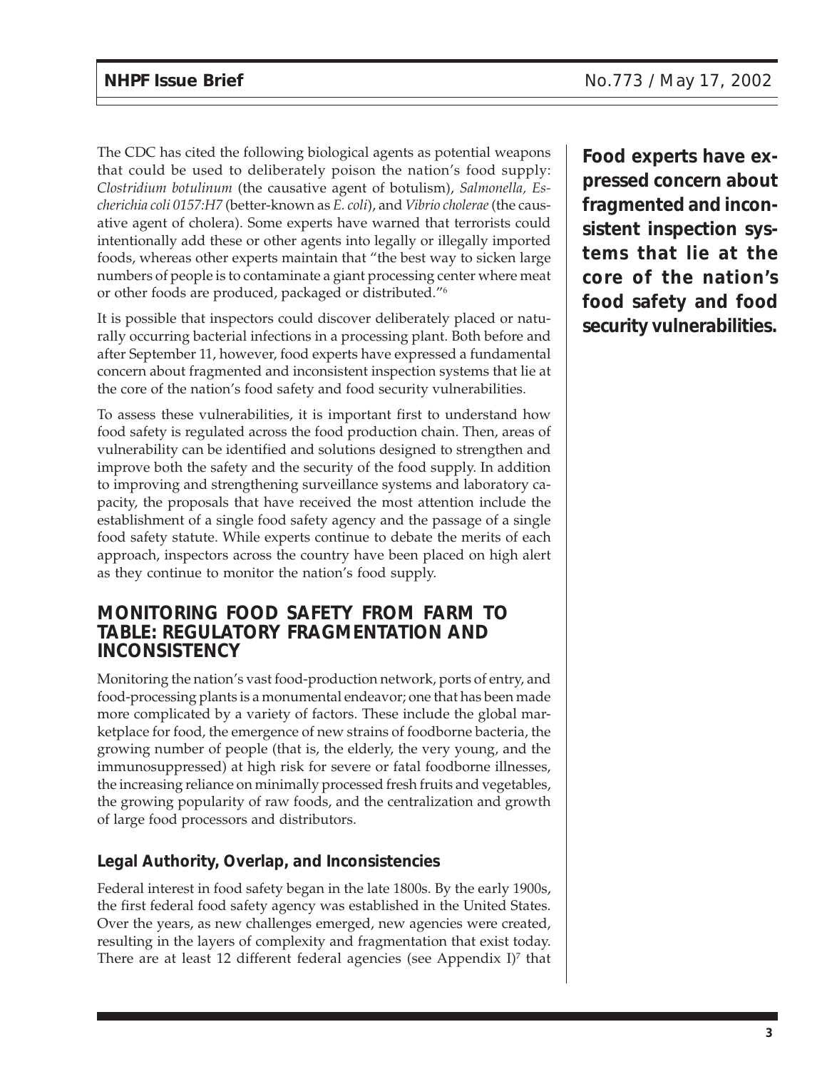The CDC has cited the following biological agents as potential weapons that could be used to deliberately poison the nation's food supply: *Clostridium botulinum* (the causative agent of botulism), *Salmonella, Escherichia coli 0157:H7* (better-known as *E. coli*), and *Vibrio cholerae* (the causative agent of cholera). Some experts have warned that terrorists could intentionally add these or other agents into legally or illegally imported foods, whereas other experts maintain that "the best way to sicken large numbers of people is to contaminate a giant processing center where meat or other foods are produced, packaged or distributed."[6]

It is possible that inspectors could discover deliberately placed or naturally occurring bacterial infections in a processing plant. Both before and after September 11, however, food experts have expressed a fundamental concern about fragmented and inconsistent inspection systems that lie at the core of the nation's food safety and food security vulnerabilities.

**Food experts have expressed concern about fragmented and inconsistent inspection systems that lie at the core of the nation's food safety and food security vulnerabilities.**

To assess these vulnerabilities, it is important first to understand how food safety is regulated across the food production chain. Then, areas of vulnerability can be identified and solutions designed to strengthen and improve both the safety and the security of the food supply. In addition to improving and strengthening surveillance systems and laboratory capacity, the proposals that have received the most attention include the establishment of a single food safety agency and the passage of a single food safety statute. While experts continue to debate the merits of each approach, inspectors across the country have been placed on high alert as they continue to monitor the nation's food supply.

## MONITORING FOOD SAFETY FROM FARM TO TABLE: REGULATORY FRAGMENTATION AND INCONSISTENCY

Monitoring the nation's vast food-production network, ports of entry, and food-processing plants is a monumental endeavor; one that has been made more complicated by a variety of factors. These include the global marketplace for food, the emergence of new strains of foodborne bacteria, the growing number of people (that is, the elderly, the very young, and the immunosuppressed) at high risk for severe or fatal foodborne illnesses, the increasing reliance on minimally processed fresh fruits and vegetables, the growing popularity of raw foods, and the centralization and growth of large food processors and distributors.

### Legal Authority, Overlap, and Inconsistencies

Federal interest in food safety began in the late 1800s. By the early 1900s, the first federal food safety agency was established in the United States. Over the years, as new challenges emerged, new agencies were created, resulting in the layers of complexity and fragmentation that exist today. There are at least 12 different federal agencies (see Appendix I)[7] that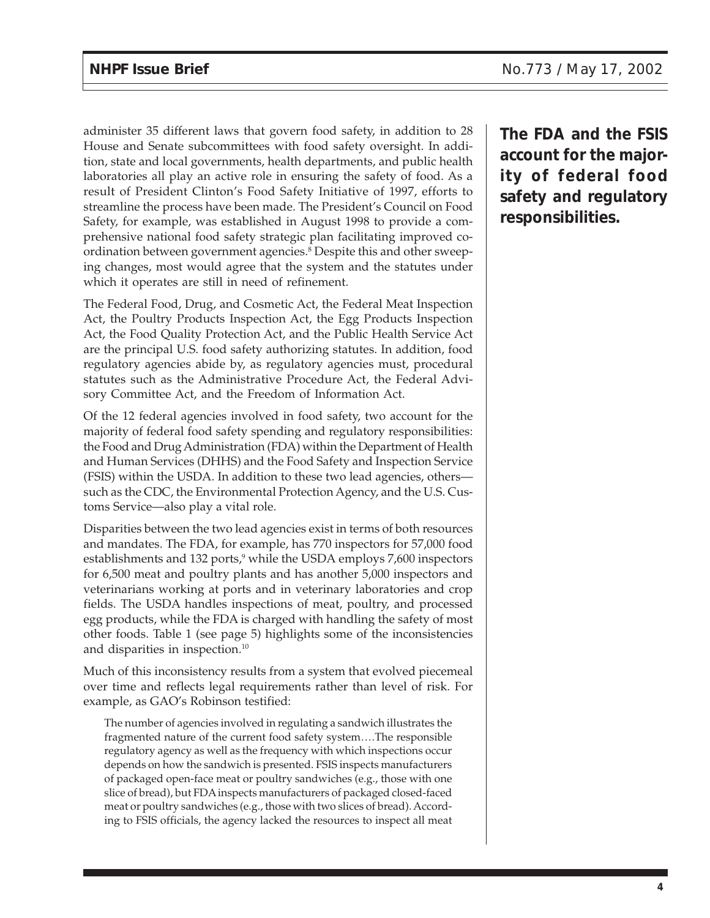administer 35 different laws that govern food safety, in addition to 28 House and Senate subcommittees with food safety oversight. In addition, state and local governments, health departments, and public health laboratories all play an active role in ensuring the safety of food. As a result of President Clinton's Food Safety Initiative of 1997, efforts to streamline the process have been made. The President's Council on Food Safety, for example, was established in August 1998 to provide a comprehensive national food safety strategic plan facilitating improved coordination between government agencies.[8] Despite this and other sweeping changes, most would agree that the system and the statutes under which it operates are still in need of refinement.

**The FDA and the FSIS account for the majority of federal food safety and regulatory responsibilities.**

The Federal Food, Drug, and Cosmetic Act, the Federal Meat Inspection Act, the Poultry Products Inspection Act, the Egg Products Inspection Act, the Food Quality Protection Act, and the Public Health Service Act are the principal U.S. food safety authorizing statutes. In addition, food regulatory agencies abide by, as regulatory agencies must, procedural statutes such as the Administrative Procedure Act, the Federal Advisory Committee Act, and the Freedom of Information Act.

Of the 12 federal agencies involved in food safety, two account for the majority of federal food safety spending and regulatory responsibilities: the Food and Drug Administration (FDA) within the Department of Health and Human Services (DHHS) and the Food Safety and Inspection Service (FSIS) within the USDA. In addition to these two lead agencies, others—such as the CDC, the Environmental Protection Agency, and the U.S. Customs Service—also play a vital role.

Disparities between the two lead agencies exist in terms of both resources and mandates. The FDA, for example, has 770 inspectors for 57,000 food establishments and 132 ports,[9] while the USDA employs 7,600 inspectors for 6,500 meat and poultry plants and has another 5,000 inspectors and veterinarians working at ports and in veterinary laboratories and crop fields. The USDA handles inspections of meat, poultry, and processed egg products, while the FDA is charged with handling the safety of most other foods. Table 1 (see page 5) highlights some of the inconsistencies and disparities in inspection.[10]

Much of this inconsistency results from a system that evolved piecemeal over time and reflects legal requirements rather than level of risk. For example, as GAO's Robinson testified:

> The number of agencies involved in regulating a sandwich illustrates the fragmented nature of the current food safety system….The responsible regulatory agency as well as the frequency with which inspections occur depends on how the sandwich is presented. FSIS inspects manufacturers of packaged open-face meat or poultry sandwiches (e.g., those with one slice of bread), but FDA inspects manufacturers of packaged closed-faced meat or poultry sandwiches (e.g., those with two slices of bread). According to FSIS officials, the agency lacked the resources to inspect all meat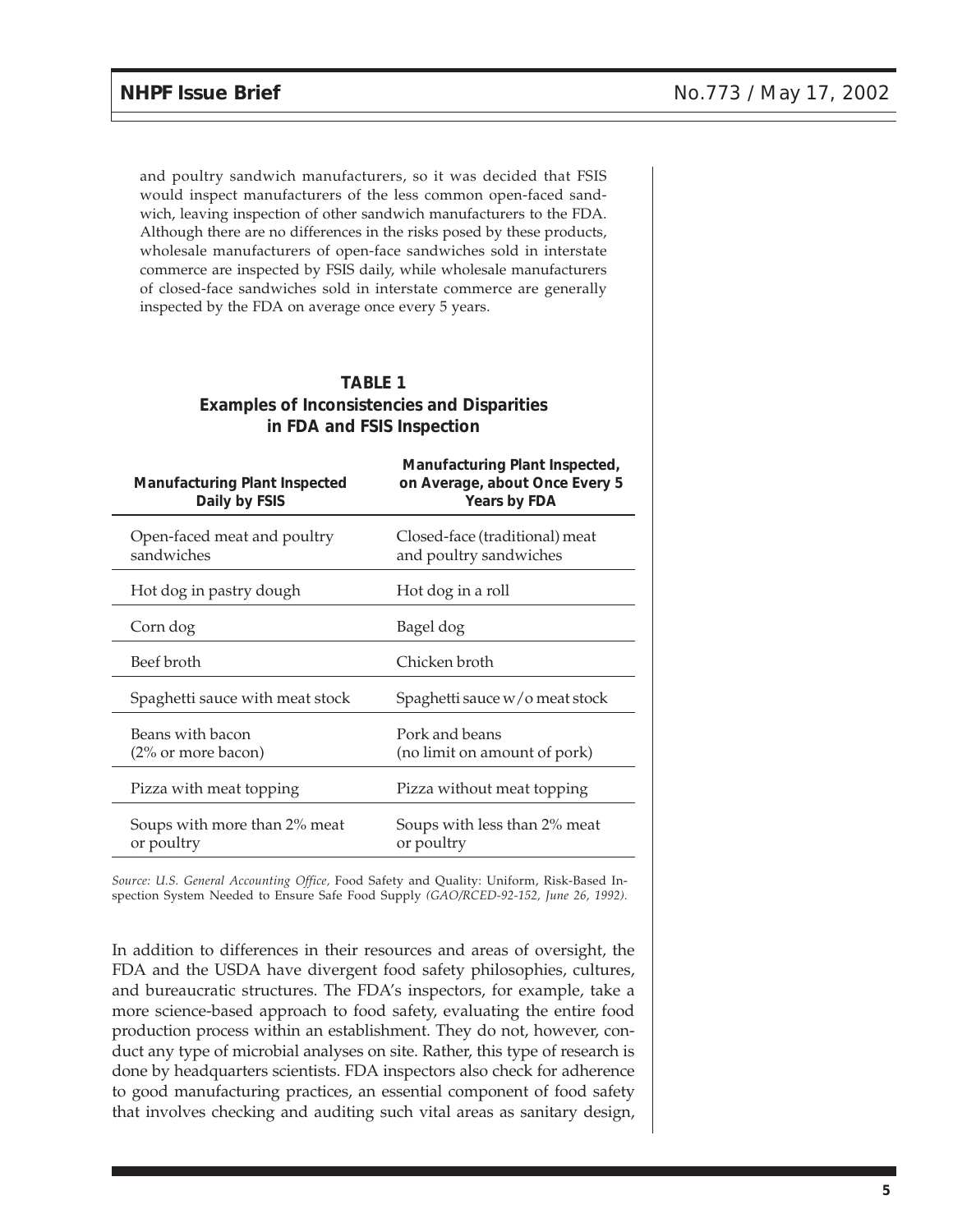and poultry sandwich manufacturers, so it was decided that FSIS would inspect manufacturers of the less common open-faced sandwich, leaving inspection of other sandwich manufacturers to the FDA. Although there are no differences in the risks posed by these products, wholesale manufacturers of open-face sandwiches sold in interstate commerce are inspected by FSIS daily, while wholesale manufacturers of closed-face sandwiches sold in interstate commerce are generally inspected by the FDA on average once every 5 years.

**TABLE 1**
**Examples of Inconsistencies and Disparities in FDA and FSIS Inspection**

| Manufacturing Plant Inspected Daily by FSIS | Manufacturing Plant Inspected, on Average, about Once Every 5 Years by FDA |
|---|---|
| Open-faced meat and poultry sandwiches | Closed-face (traditional) meat and poultry sandwiches |
| Hot dog in pastry dough | Hot dog in a roll |
| Corn dog | Bagel dog |
| Beef broth | Chicken broth |
| Spaghetti sauce with meat stock | Spaghetti sauce w/o meat stock |
| Beans with bacon (2% or more bacon) | Pork and beans (no limit on amount of pork) |
| Pizza with meat topping | Pizza without meat topping |
| Soups with more than 2% meat or poultry | Soups with less than 2% meat or poultry |

*Source: U.S. General Accounting Office,* Food Safety and Quality: Uniform, Risk-Based Inspection System Needed to Ensure Safe Food Supply *(GAO/RCED-92-152, June 26, 1992).*

In addition to differences in their resources and areas of oversight, the FDA and the USDA have divergent food safety philosophies, cultures, and bureaucratic structures. The FDA's inspectors, for example, take a more science-based approach to food safety, evaluating the entire food production process within an establishment. They do not, however, conduct any type of microbial analyses on site. Rather, this type of research is done by headquarters scientists. FDA inspectors also check for adherence to good manufacturing practices, an essential component of food safety that involves checking and auditing such vital areas as sanitary design,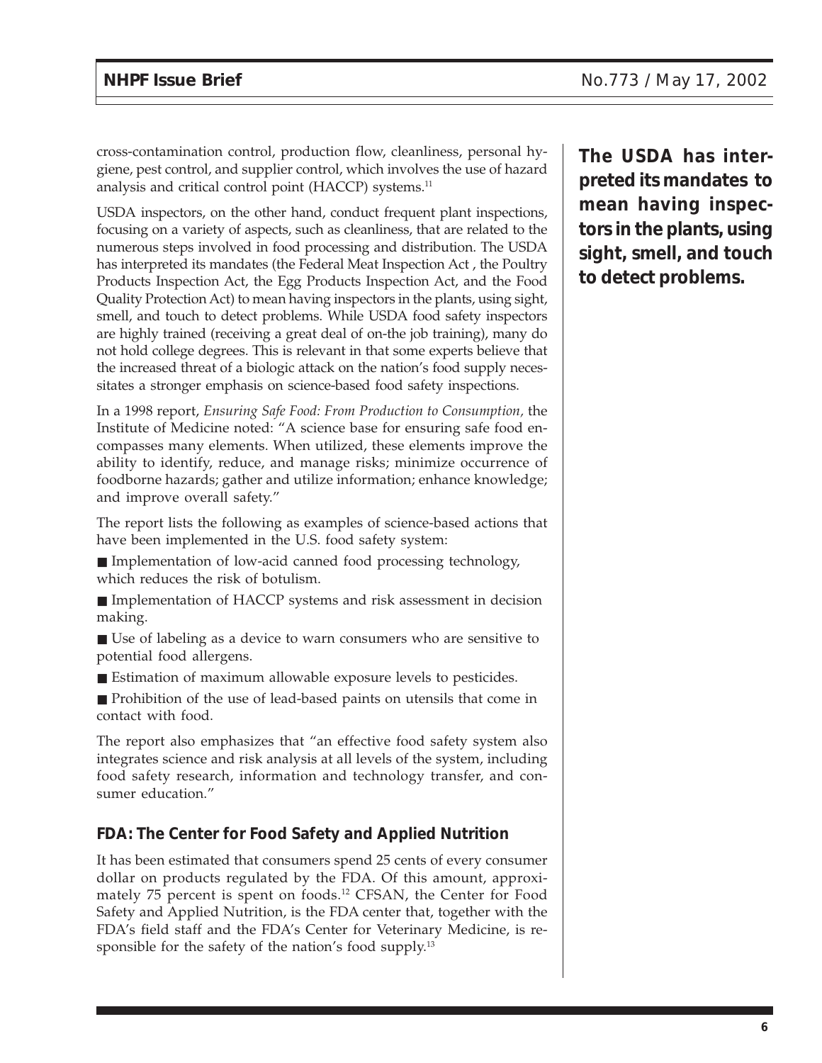cross-contamination control, production flow, cleanliness, personal hygiene, pest control, and supplier control, which involves the use of hazard analysis and critical control point (HACCP) systems.[11]

USDA inspectors, on the other hand, conduct frequent plant inspections, focusing on a variety of aspects, such as cleanliness, that are related to the numerous steps involved in food processing and distribution. The USDA has interpreted its mandates (the Federal Meat Inspection Act , the Poultry Products Inspection Act, the Egg Products Inspection Act, and the Food Quality Protection Act) to mean having inspectors in the plants, using sight, smell, and touch to detect problems. While USDA food safety inspectors are highly trained (receiving a great deal of on-the job training), many do not hold college degrees. This is relevant in that some experts believe that the increased threat of a biologic attack on the nation's food supply necessitates a stronger emphasis on science-based food safety inspections.

**The USDA has interpreted its mandates to mean having inspectors in the plants, using sight, smell, and touch to detect problems.**

In a 1998 report, *Ensuring Safe Food: From Production to Consumption,* the Institute of Medicine noted: "A science base for ensuring safe food encompasses many elements. When utilized, these elements improve the ability to identify, reduce, and manage risks; minimize occurrence of foodborne hazards; gather and utilize information; enhance knowledge; and improve overall safety."

The report lists the following as examples of science-based actions that have been implemented in the U.S. food safety system:

- Implementation of low-acid canned food processing technology, which reduces the risk of botulism.
- Implementation of HACCP systems and risk assessment in decision making.
- Use of labeling as a device to warn consumers who are sensitive to potential food allergens.
- Estimation of maximum allowable exposure levels to pesticides.
- Prohibition of the use of lead-based paints on utensils that come in contact with food.

The report also emphasizes that "an effective food safety system also integrates science and risk analysis at all levels of the system, including food safety research, information and technology transfer, and consumer education."

## FDA: The Center for Food Safety and Applied Nutrition

It has been estimated that consumers spend 25 cents of every consumer dollar on products regulated by the FDA. Of this amount, approximately 75 percent is spent on foods.[12] CFSAN, the Center for Food Safety and Applied Nutrition, is the FDA center that, together with the FDA's field staff and the FDA's Center for Veterinary Medicine, is responsible for the safety of the nation's food supply.[13]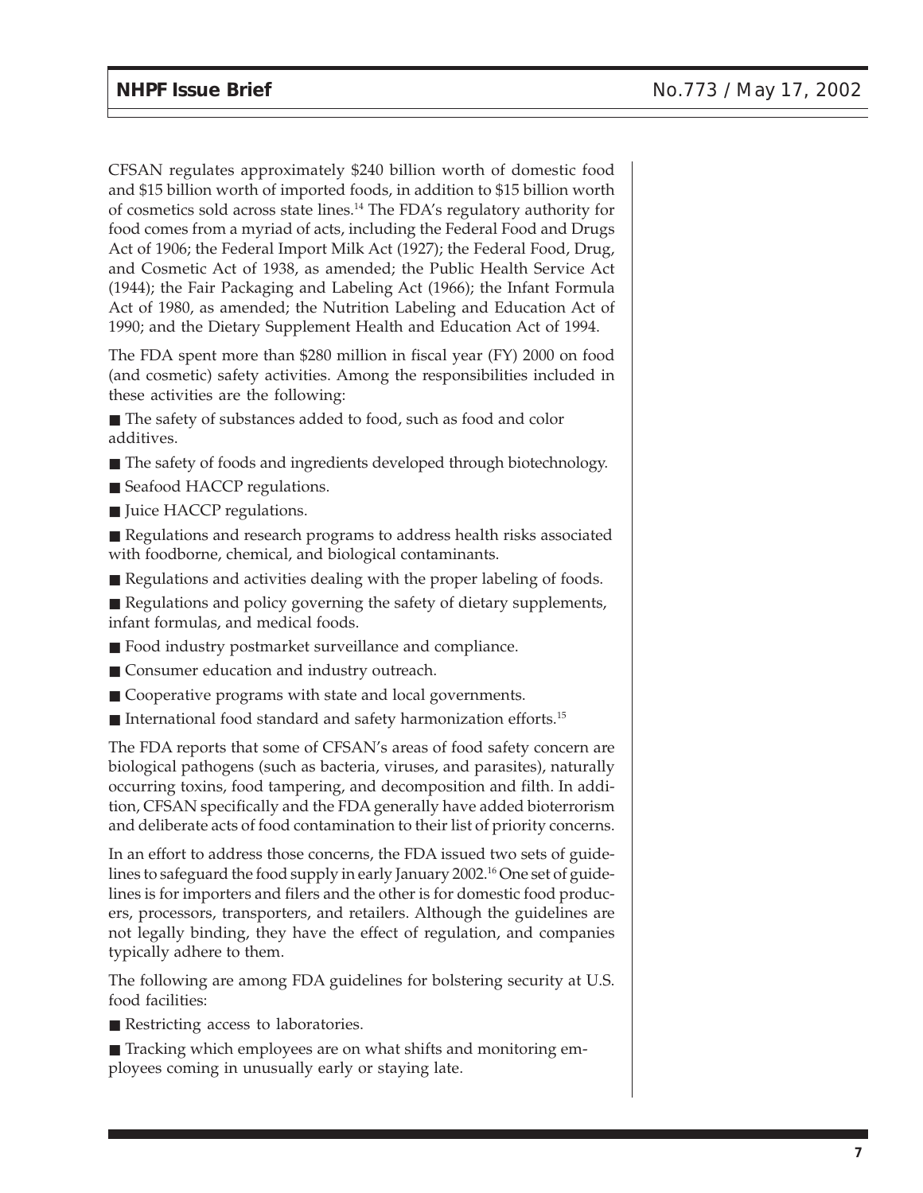CFSAN regulates approximately $240 billion worth of domestic food and $15 billion worth of imported foods, in addition to $15 billion worth of cosmetics sold across state lines.[14] The FDA's regulatory authority for food comes from a myriad of acts, including the Federal Food and Drugs Act of 1906; the Federal Import Milk Act (1927); the Federal Food, Drug, and Cosmetic Act of 1938, as amended; the Public Health Service Act (1944); the Fair Packaging and Labeling Act (1966); the Infant Formula Act of 1980, as amended; the Nutrition Labeling and Education Act of 1990; and the Dietary Supplement Health and Education Act of 1994.

The FDA spent more than $280 million in fiscal year (FY) 2000 on food (and cosmetic) safety activities. Among the responsibilities included in these activities are the following:

- The safety of substances added to food, such as food and color additives.
- The safety of foods and ingredients developed through biotechnology.
- Seafood HACCP regulations.
- Juice HACCP regulations.
- Regulations and research programs to address health risks associated with foodborne, chemical, and biological contaminants.
- Regulations and activities dealing with the proper labeling of foods.
- Regulations and policy governing the safety of dietary supplements, infant formulas, and medical foods.
- Food industry postmarket surveillance and compliance.
- Consumer education and industry outreach.
- Cooperative programs with state and local governments.
- International food standard and safety harmonization efforts.[15]

The FDA reports that some of CFSAN's areas of food safety concern are biological pathogens (such as bacteria, viruses, and parasites), naturally occurring toxins, food tampering, and decomposition and filth. In addition, CFSAN specifically and the FDA generally have added bioterrorism and deliberate acts of food contamination to their list of priority concerns.

In an effort to address those concerns, the FDA issued two sets of guidelines to safeguard the food supply in early January 2002.[16] One set of guidelines is for importers and filers and the other is for domestic food producers, processors, transporters, and retailers. Although the guidelines are not legally binding, they have the effect of regulation, and companies typically adhere to them.

The following are among FDA guidelines for bolstering security at U.S. food facilities:

- Restricting access to laboratories.
- Tracking which employees are on what shifts and monitoring employees coming in unusually early or staying late.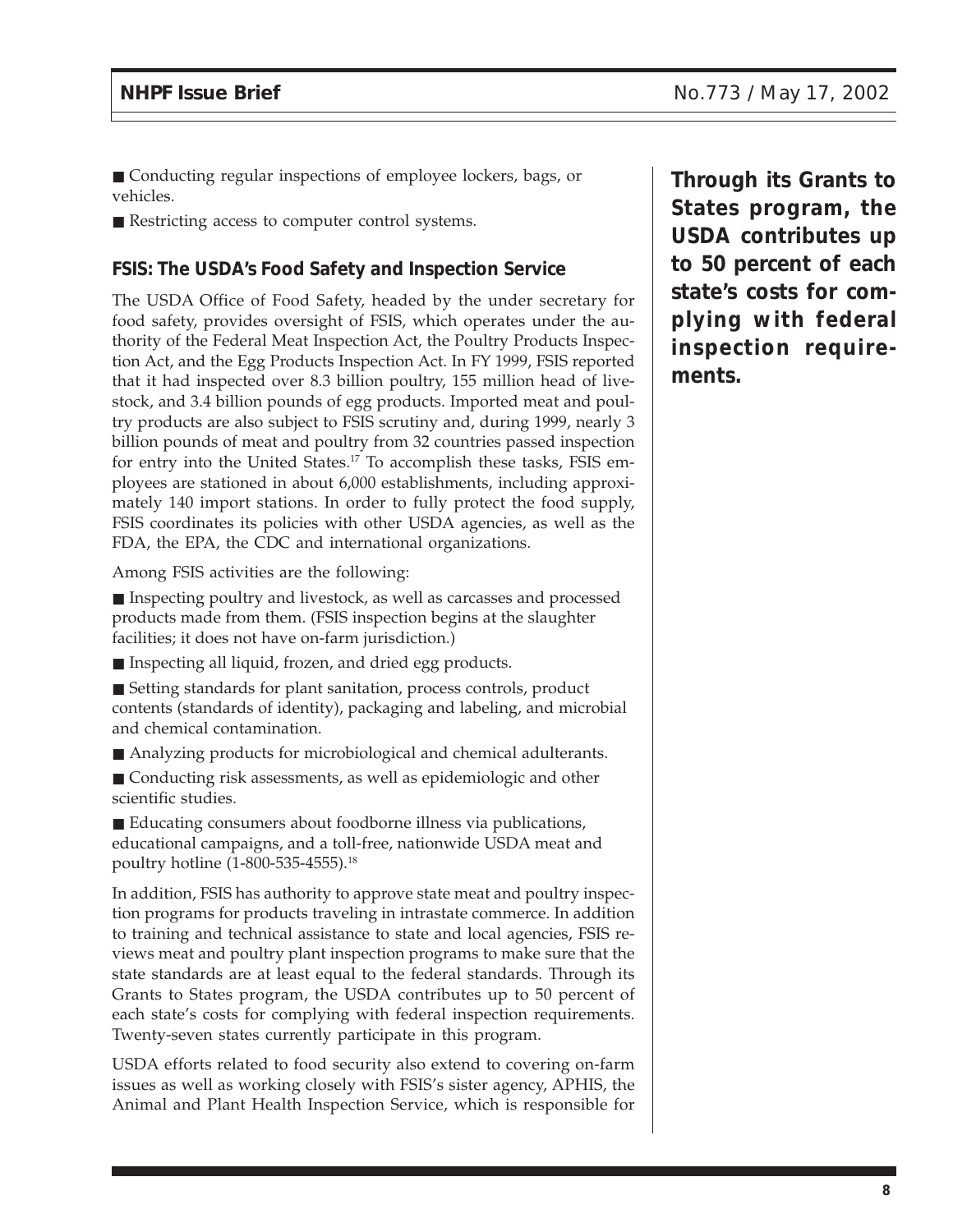■ Conducting regular inspections of employee lockers, bags, or vehicles.

■ Restricting access to computer control systems.

### FSIS: The USDA's Food Safety and Inspection Service

The USDA Office of Food Safety, headed by the under secretary for food safety, provides oversight of FSIS, which operates under the authority of the Federal Meat Inspection Act, the Poultry Products Inspection Act, and the Egg Products Inspection Act. In FY 1999, FSIS reported that it had inspected over 8.3 billion poultry, 155 million head of livestock, and 3.4 billion pounds of egg products. Imported meat and poultry products are also subject to FSIS scrutiny and, during 1999, nearly 3 billion pounds of meat and poultry from 32 countries passed inspection for entry into the United States.[17] To accomplish these tasks, FSIS employees are stationed in about 6,000 establishments, including approximately 140 import stations. In order to fully protect the food supply, FSIS coordinates its policies with other USDA agencies, as well as the FDA, the EPA, the CDC and international organizations.

Among FSIS activities are the following:

■ Inspecting poultry and livestock, as well as carcasses and processed products made from them. (FSIS inspection begins at the slaughter facilities; it does not have on-farm jurisdiction.)

■ Inspecting all liquid, frozen, and dried egg products.

■ Setting standards for plant sanitation, process controls, product contents (standards of identity), packaging and labeling, and microbial and chemical contamination.

■ Analyzing products for microbiological and chemical adulterants.

■ Conducting risk assessments, as well as epidemiologic and other scientific studies.

■ Educating consumers about foodborne illness via publications, educational campaigns, and a toll-free, nationwide USDA meat and poultry hotline (1-800-535-4555).[18]

In addition, FSIS has authority to approve state meat and poultry inspection programs for products traveling in intrastate commerce. In addition to training and technical assistance to state and local agencies, FSIS reviews meat and poultry plant inspection programs to make sure that the state standards are at least equal to the federal standards. Through its Grants to States program, the USDA contributes up to 50 percent of each state's costs for complying with federal inspection requirements. Twenty-seven states currently participate in this program.

**Through its Grants to States program, the USDA contributes up to 50 percent of each state's costs for complying with federal inspection requirements.**

USDA efforts related to food security also extend to covering on-farm issues as well as working closely with FSIS's sister agency, APHIS, the Animal and Plant Health Inspection Service, which is responsible for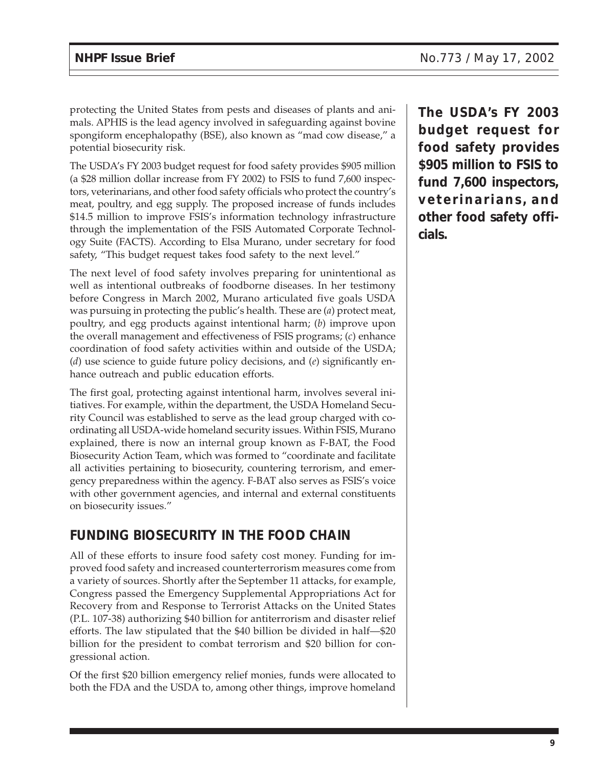protecting the United States from pests and diseases of plants and animals. APHIS is the lead agency involved in safeguarding against bovine spongiform encephalopathy (BSE), also known as "mad cow disease," a potential biosecurity risk.

The USDA's FY 2003 budget request for food safety provides $905 million (a $28 million dollar increase from FY 2002) to FSIS to fund 7,600 inspectors, veterinarians, and other food safety officials who protect the country's meat, poultry, and egg supply. The proposed increase of funds includes $14.5 million to improve FSIS's information technology infrastructure through the implementation of the FSIS Automated Corporate Technology Suite (FACTS). According to Elsa Murano, under secretary for food safety, "This budget request takes food safety to the next level."

**The USDA's FY 2003 budget request for food safety provides $905 million to FSIS to fund 7,600 inspectors, veterinarians, and other food safety officials.**

The next level of food safety involves preparing for unintentional as well as intentional outbreaks of foodborne diseases. In her testimony before Congress in March 2002, Murano articulated five goals USDA was pursuing in protecting the public's health. These are (*a*) protect meat, poultry, and egg products against intentional harm; (*b*) improve upon the overall management and effectiveness of FSIS programs; (*c*) enhance coordination of food safety activities within and outside of the USDA; (*d*) use science to guide future policy decisions, and (*e*) significantly enhance outreach and public education efforts.

The first goal, protecting against intentional harm, involves several initiatives. For example, within the department, the USDA Homeland Security Council was established to serve as the lead group charged with coordinating all USDA-wide homeland security issues. Within FSIS, Murano explained, there is now an internal group known as F-BAT, the Food Biosecurity Action Team, which was formed to "coordinate and facilitate all activities pertaining to biosecurity, countering terrorism, and emergency preparedness within the agency. F-BAT also serves as FSIS's voice with other government agencies, and internal and external constituents on biosecurity issues."

## FUNDING BIOSECURITY IN THE FOOD CHAIN

All of these efforts to insure food safety cost money. Funding for improved food safety and increased counterterrorism measures come from a variety of sources. Shortly after the September 11 attacks, for example, Congress passed the Emergency Supplemental Appropriations Act for Recovery from and Response to Terrorist Attacks on the United States (P.L. 107-38) authorizing $40 billion for antiterrorism and disaster relief efforts. The law stipulated that the $40 billion be divided in half—$20 billion for the president to combat terrorism and $20 billion for congressional action.

Of the first $20 billion emergency relief monies, funds were allocated to both the FDA and the USDA to, among other things, improve homeland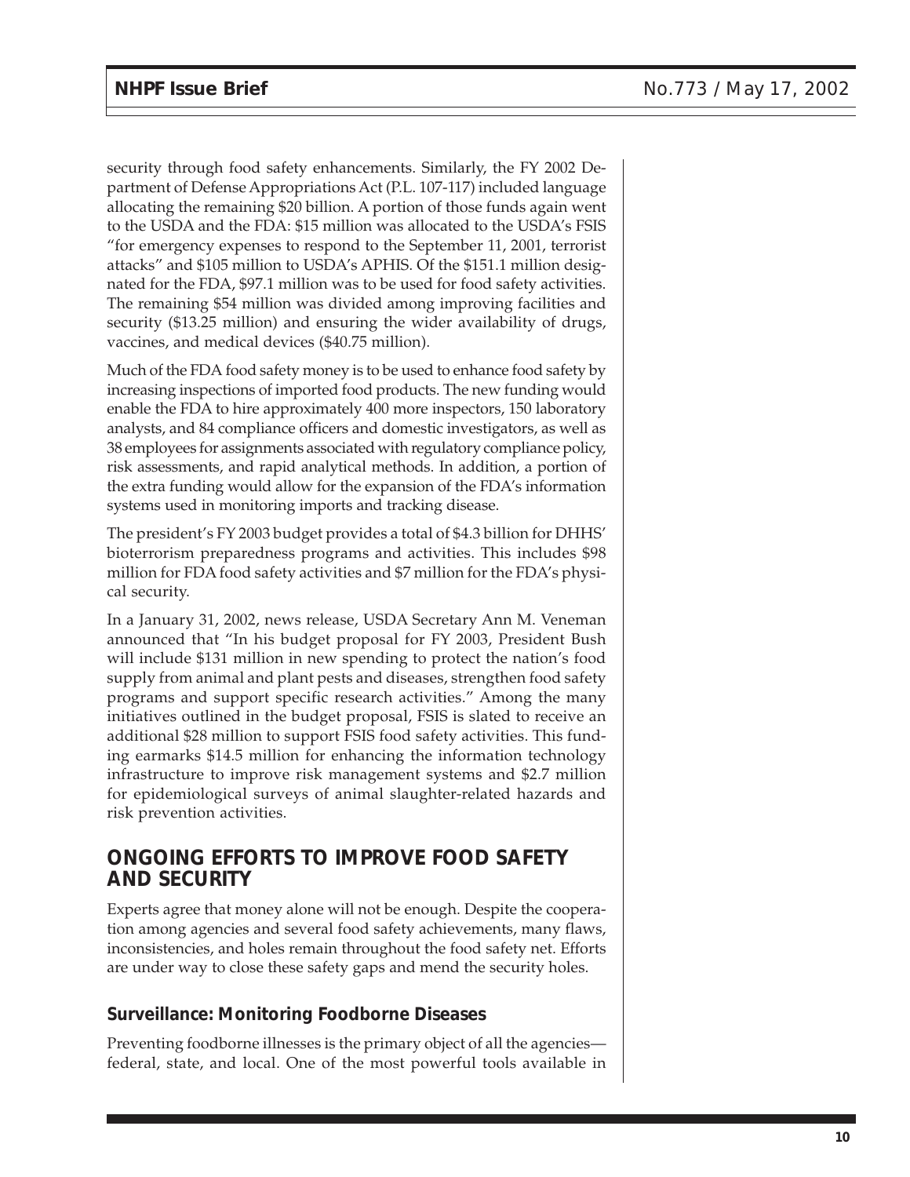security through food safety enhancements. Similarly, the FY 2002 Department of Defense Appropriations Act (P.L. 107-117) included language allocating the remaining $20 billion. A portion of those funds again went to the USDA and the FDA: $15 million was allocated to the USDA's FSIS "for emergency expenses to respond to the September 11, 2001, terrorist attacks" and $105 million to USDA's APHIS. Of the $151.1 million designated for the FDA, $97.1 million was to be used for food safety activities. The remaining $54 million was divided among improving facilities and security ($13.25 million) and ensuring the wider availability of drugs, vaccines, and medical devices ($40.75 million).

Much of the FDA food safety money is to be used to enhance food safety by increasing inspections of imported food products. The new funding would enable the FDA to hire approximately 400 more inspectors, 150 laboratory analysts, and 84 compliance officers and domestic investigators, as well as 38 employees for assignments associated with regulatory compliance policy, risk assessments, and rapid analytical methods. In addition, a portion of the extra funding would allow for the expansion of the FDA's information systems used in monitoring imports and tracking disease.

The president's FY 2003 budget provides a total of $4.3 billion for DHHS' bioterrorism preparedness programs and activities. This includes $98 million for FDA food safety activities and $7 million for the FDA's physical security.

In a January 31, 2002, news release, USDA Secretary Ann M. Veneman announced that "In his budget proposal for FY 2003, President Bush will include $131 million in new spending to protect the nation's food supply from animal and plant pests and diseases, strengthen food safety programs and support specific research activities." Among the many initiatives outlined in the budget proposal, FSIS is slated to receive an additional $28 million to support FSIS food safety activities. This funding earmarks $14.5 million for enhancing the information technology infrastructure to improve risk management systems and $2.7 million for epidemiological surveys of animal slaughter-related hazards and risk prevention activities.

## ONGOING EFFORTS TO IMPROVE FOOD SAFETY AND SECURITY

Experts agree that money alone will not be enough. Despite the cooperation among agencies and several food safety achievements, many flaws, inconsistencies, and holes remain throughout the food safety net. Efforts are under way to close these safety gaps and mend the security holes.

### Surveillance: Monitoring Foodborne Diseases

Preventing foodborne illnesses is the primary object of all the agencies—federal, state, and local. One of the most powerful tools available in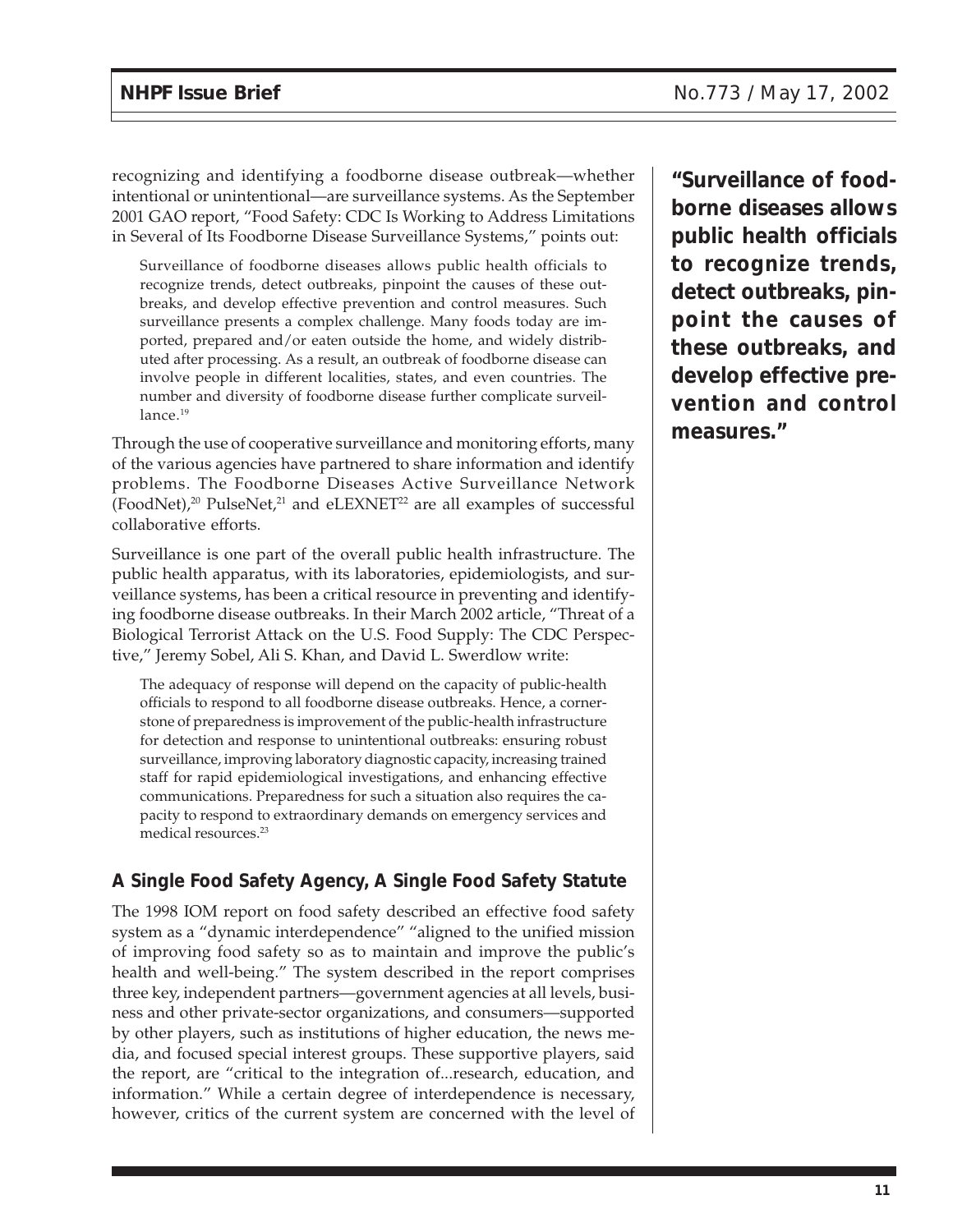recognizing and identifying a foodborne disease outbreak—whether intentional or unintentional—are surveillance systems. As the September 2001 GAO report, "Food Safety: CDC Is Working to Address Limitations in Several of Its Foodborne Disease Surveillance Systems," points out:

> Surveillance of foodborne diseases allows public health officials to recognize trends, detect outbreaks, pinpoint the causes of these outbreaks, and develop effective prevention and control measures. Such surveillance presents a complex challenge. Many foods today are imported, prepared and/or eaten outside the home, and widely distributed after processing. As a result, an outbreak of foodborne disease can involve people in different localities, states, and even countries. The number and diversity of foodborne disease further complicate surveillance.[19]

**"Surveillance of foodborne diseases allows public health officials to recognize trends, detect outbreaks, pinpoint the causes of these outbreaks, and develop effective prevention and control measures."**

Through the use of cooperative surveillance and monitoring efforts, many of the various agencies have partnered to share information and identify problems. The Foodborne Diseases Active Surveillance Network (FoodNet),[20] PulseNet,[21] and eLEXNET[22] are all examples of successful collaborative efforts.

Surveillance is one part of the overall public health infrastructure. The public health apparatus, with its laboratories, epidemiologists, and surveillance systems, has been a critical resource in preventing and identifying foodborne disease outbreaks. In their March 2002 article, "Threat of a Biological Terrorist Attack on the U.S. Food Supply: The CDC Perspective," Jeremy Sobel, Ali S. Khan, and David L. Swerdlow write:

> The adequacy of response will depend on the capacity of public-health officials to respond to all foodborne disease outbreaks. Hence, a cornerstone of preparedness is improvement of the public-health infrastructure for detection and response to unintentional outbreaks: ensuring robust surveillance, improving laboratory diagnostic capacity, increasing trained staff for rapid epidemiological investigations, and enhancing effective communications. Preparedness for such a situation also requires the capacity to respond to extraordinary demands on emergency services and medical resources.[23]

### A Single Food Safety Agency, A Single Food Safety Statute

The 1998 IOM report on food safety described an effective food safety system as a "dynamic interdependence" "aligned to the unified mission of improving food safety so as to maintain and improve the public's health and well-being." The system described in the report comprises three key, independent partners—government agencies at all levels, business and other private-sector organizations, and consumers—supported by other players, such as institutions of higher education, the news media, and focused special interest groups. These supportive players, said the report, are "critical to the integration of...research, education, and information." While a certain degree of interdependence is necessary, however, critics of the current system are concerned with the level of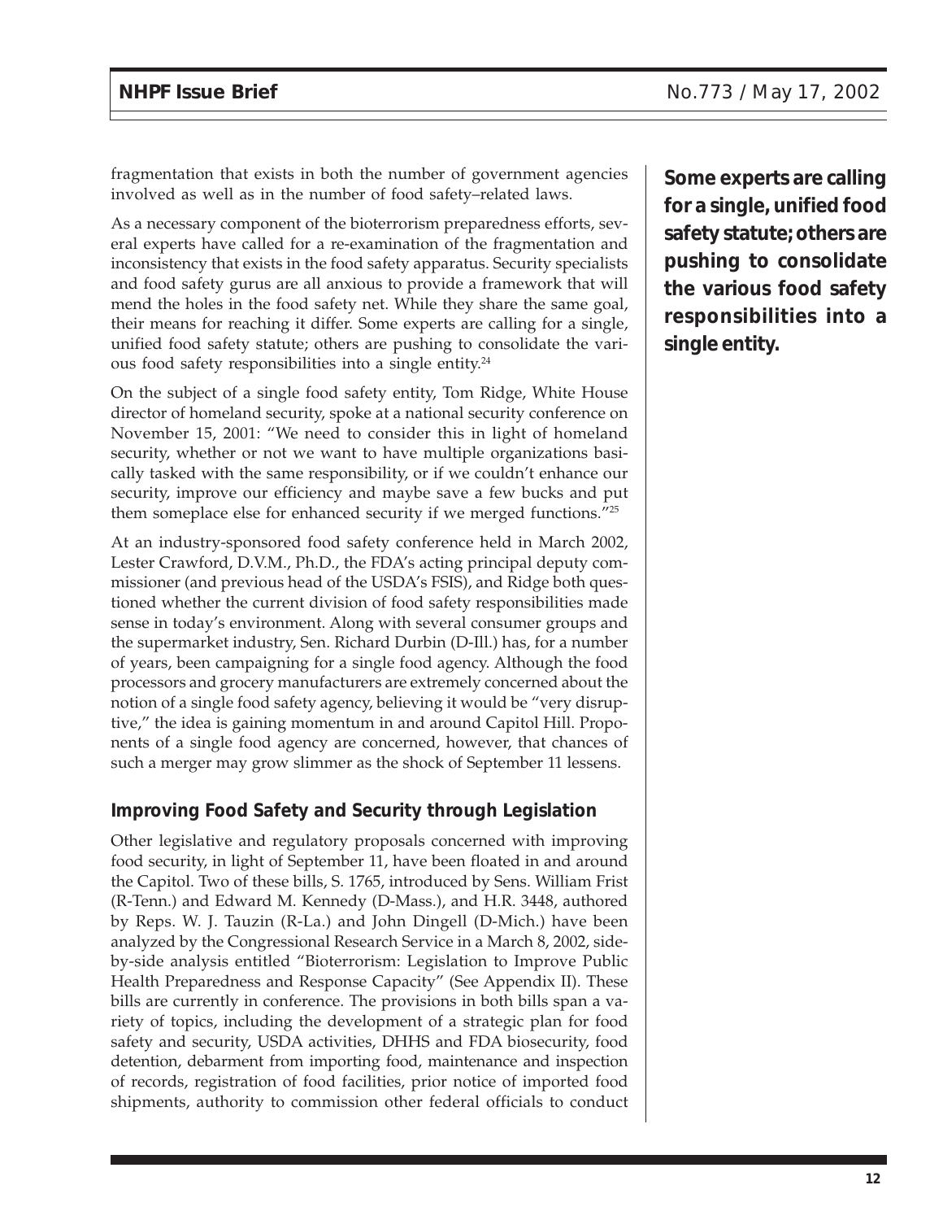fragmentation that exists in both the number of government agencies involved as well as in the number of food safety–related laws.

As a necessary component of the bioterrorism preparedness efforts, several experts have called for a re-examination of the fragmentation and inconsistency that exists in the food safety apparatus. Security specialists and food safety gurus are all anxious to provide a framework that will mend the holes in the food safety net. While they share the same goal, their means for reaching it differ. Some experts are calling for a single, unified food safety statute; others are pushing to consolidate the various food safety responsibilities into a single entity.[24]

**Some experts are calling for a single, unified food safety statute; others are pushing to consolidate the various food safety responsibilities into a single entity.**

On the subject of a single food safety entity, Tom Ridge, White House director of homeland security, spoke at a national security conference on November 15, 2001: "We need to consider this in light of homeland security, whether or not we want to have multiple organizations basically tasked with the same responsibility, or if we couldn't enhance our security, improve our efficiency and maybe save a few bucks and put them someplace else for enhanced security if we merged functions."[25]

At an industry-sponsored food safety conference held in March 2002, Lester Crawford, D.V.M., Ph.D., the FDA's acting principal deputy commissioner (and previous head of the USDA's FSIS), and Ridge both questioned whether the current division of food safety responsibilities made sense in today's environment. Along with several consumer groups and the supermarket industry, Sen. Richard Durbin (D-Ill.) has, for a number of years, been campaigning for a single food agency. Although the food processors and grocery manufacturers are extremely concerned about the notion of a single food safety agency, believing it would be "very disruptive," the idea is gaining momentum in and around Capitol Hill. Proponents of a single food agency are concerned, however, that chances of such a merger may grow slimmer as the shock of September 11 lessens.

### Improving Food Safety and Security through Legislation

Other legislative and regulatory proposals concerned with improving food security, in light of September 11, have been floated in and around the Capitol. Two of these bills, S. 1765, introduced by Sens. William Frist (R-Tenn.) and Edward M. Kennedy (D-Mass.), and H.R. 3448, authored by Reps. W. J. Tauzin (R-La.) and John Dingell (D-Mich.) have been analyzed by the Congressional Research Service in a March 8, 2002, side-by-side analysis entitled "Bioterrorism: Legislation to Improve Public Health Preparedness and Response Capacity" (See Appendix II). These bills are currently in conference. The provisions in both bills span a variety of topics, including the development of a strategic plan for food safety and security, USDA activities, DHHS and FDA biosecurity, food detention, debarment from importing food, maintenance and inspection of records, registration of food facilities, prior notice of imported food shipments, authority to commission other federal officials to conduct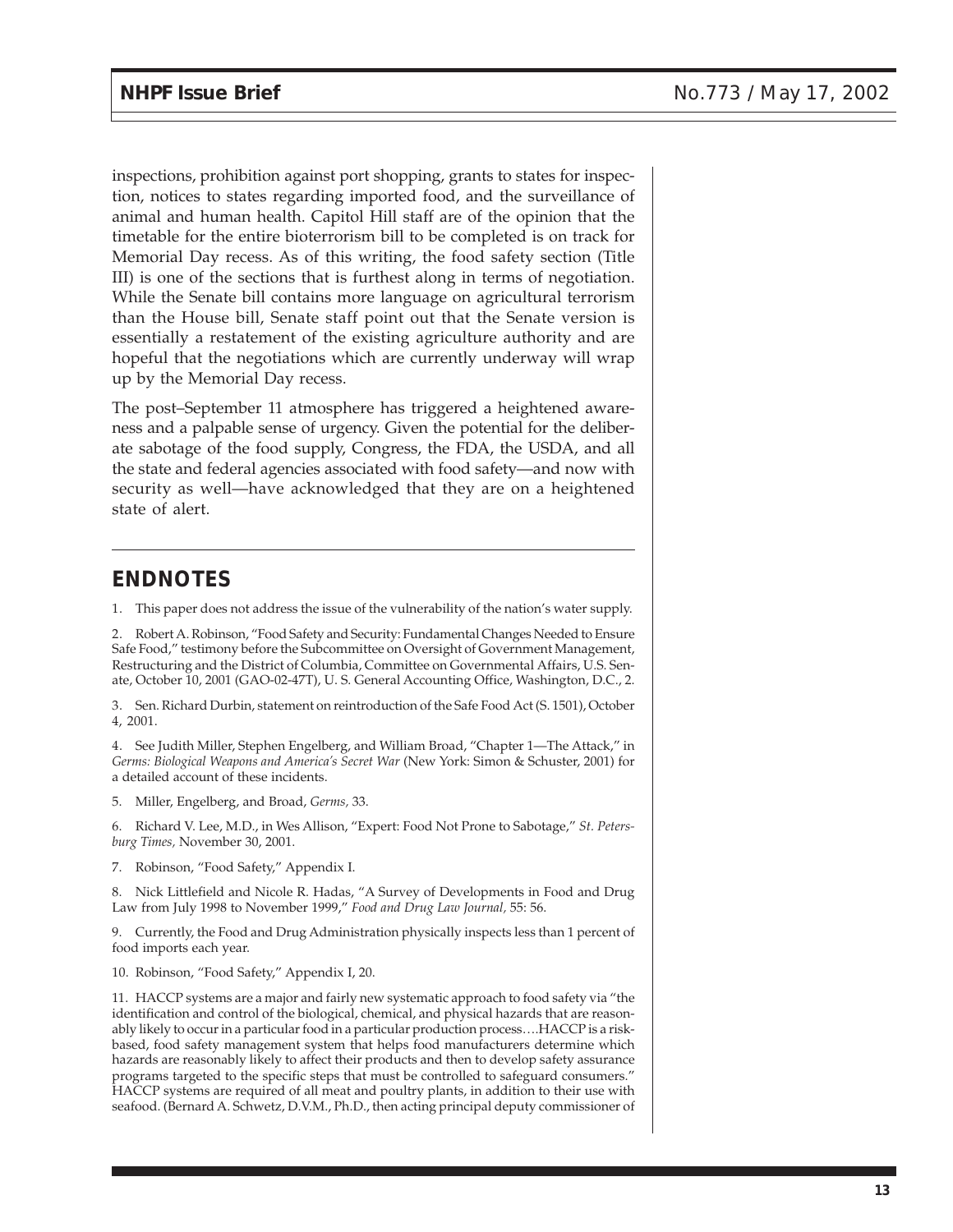inspections, prohibition against port shopping, grants to states for inspection, notices to states regarding imported food, and the surveillance of animal and human health. Capitol Hill staff are of the opinion that the timetable for the entire bioterrorism bill to be completed is on track for Memorial Day recess. As of this writing, the food safety section (Title III) is one of the sections that is furthest along in terms of negotiation. While the Senate bill contains more language on agricultural terrorism than the House bill, Senate staff point out that the Senate version is essentially a restatement of the existing agriculture authority and are hopeful that the negotiations which are currently underway will wrap up by the Memorial Day recess.

The post–September 11 atmosphere has triggered a heightened awareness and a palpable sense of urgency. Given the potential for the deliberate sabotage of the food supply, Congress, the FDA, the USDA, and all the state and federal agencies associated with food safety—and now with security as well—have acknowledged that they are on a heightened state of alert.

## ENDNOTES

1. This paper does not address the issue of the vulnerability of the nation's water supply.

2. Robert A. Robinson, "Food Safety and Security: Fundamental Changes Needed to Ensure Safe Food," testimony before the Subcommittee on Oversight of Government Management, Restructuring and the District of Columbia, Committee on Governmental Affairs, U.S. Senate, October 10, 2001 (GAO-02-47T), U. S. General Accounting Office, Washington, D.C., 2.

3. Sen. Richard Durbin, statement on reintroduction of the Safe Food Act (S. 1501), October 4, 2001.

4. See Judith Miller, Stephen Engelberg, and William Broad, "Chapter 1—The Attack," in *Germs: Biological Weapons and America's Secret War* (New York: Simon & Schuster, 2001) for a detailed account of these incidents.

5. Miller, Engelberg, and Broad, *Germs,* 33.

6. Richard V. Lee, M.D., in Wes Allison, "Expert: Food Not Prone to Sabotage," *St. Petersburg Times,* November 30, 2001.

7. Robinson, "Food Safety," Appendix I.

8. Nick Littlefield and Nicole R. Hadas, "A Survey of Developments in Food and Drug Law from July 1998 to November 1999," *Food and Drug Law Journal,* 55: 56.

9. Currently, the Food and Drug Administration physically inspects less than 1 percent of food imports each year.

10. Robinson, "Food Safety," Appendix I, 20.

11. HACCP systems are a major and fairly new systematic approach to food safety via "the identification and control of the biological, chemical, and physical hazards that are reasonably likely to occur in a particular food in a particular production process….HACCP is a risk-based, food safety management system that helps food manufacturers determine which hazards are reasonably likely to affect their products and then to develop safety assurance programs targeted to the specific steps that must be controlled to safeguard consumers." HACCP systems are required of all meat and poultry plants, in addition to their use with seafood. (Bernard A. Schwetz, D.V.M., Ph.D., then acting principal deputy commissioner of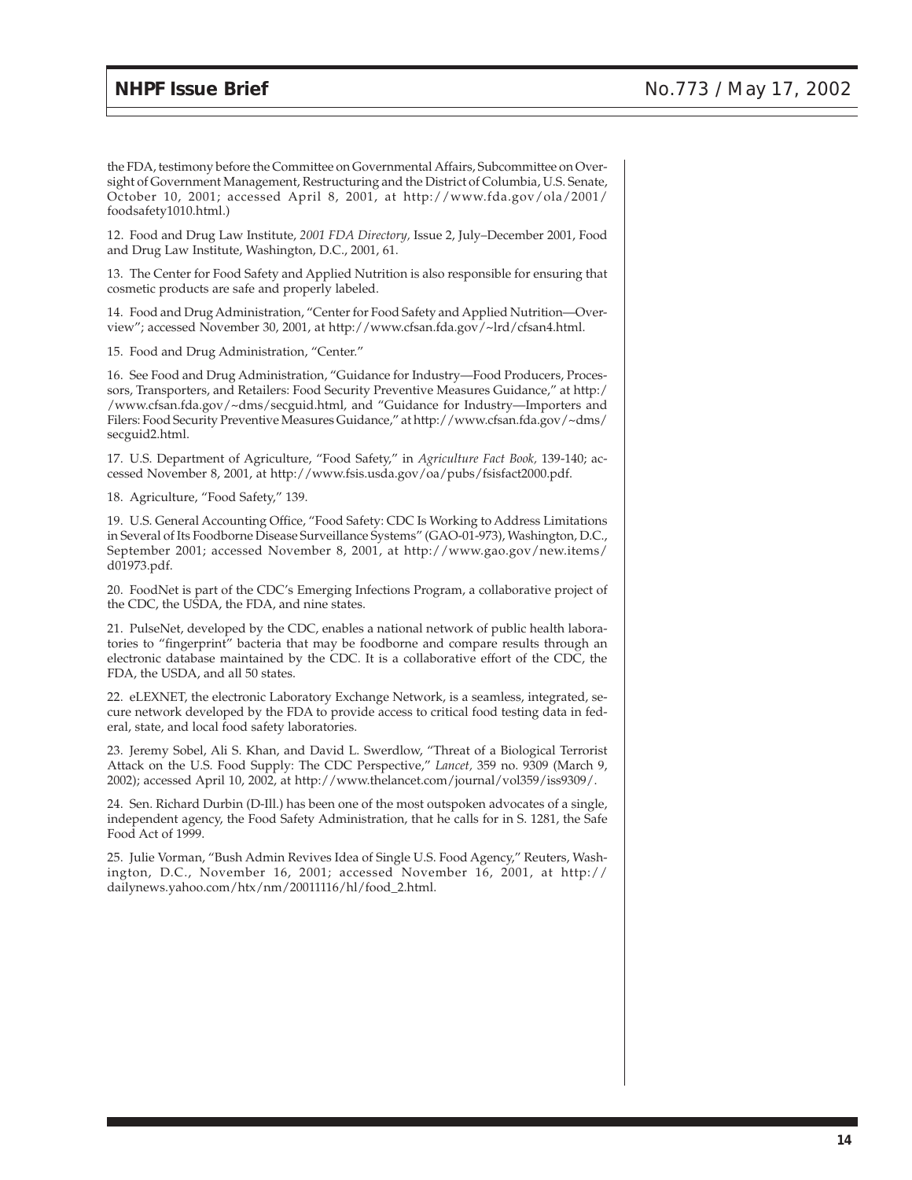the FDA, testimony before the Committee on Governmental Affairs, Subcommittee on Oversight of Government Management, Restructuring and the District of Columbia, U.S. Senate, October 10, 2001; accessed April 8, 2001, at http://www.fda.gov/ola/2001/foodsafety1010.html.)

12. Food and Drug Law Institute, *2001 FDA Directory,* Issue 2, July–December 2001, Food and Drug Law Institute, Washington, D.C., 2001, 61.

13. The Center for Food Safety and Applied Nutrition is also responsible for ensuring that cosmetic products are safe and properly labeled.

14. Food and Drug Administration, "Center for Food Safety and Applied Nutrition—Overview"; accessed November 30, 2001, at http://www.cfsan.fda.gov/~lrd/cfsan4.html.

15. Food and Drug Administration, "Center."

16. See Food and Drug Administration, "Guidance for Industry—Food Producers, Processors, Transporters, and Retailers: Food Security Preventive Measures Guidance," at http://www.cfsan.fda.gov/~dms/secguid.html, and "Guidance for Industry—Importers and Filers: Food Security Preventive Measures Guidance," at http://www.cfsan.fda.gov/~dms/secguid2.html.

17. U.S. Department of Agriculture, "Food Safety," in *Agriculture Fact Book,* 139-140; accessed November 8, 2001, at http://www.fsis.usda.gov/oa/pubs/fsisfact2000.pdf.

18. Agriculture, "Food Safety," 139.

19. U.S. General Accounting Office, "Food Safety: CDC Is Working to Address Limitations in Several of Its Foodborne Disease Surveillance Systems" (GAO-01-973), Washington, D.C., September 2001; accessed November 8, 2001, at http://www.gao.gov/new.items/d01973.pdf.

20. FoodNet is part of the CDC's Emerging Infections Program, a collaborative project of the CDC, the USDA, the FDA, and nine states.

21. PulseNet, developed by the CDC, enables a national network of public health laboratories to "fingerprint" bacteria that may be foodborne and compare results through an electronic database maintained by the CDC. It is a collaborative effort of the CDC, the FDA, the USDA, and all 50 states.

22. eLEXNET, the electronic Laboratory Exchange Network, is a seamless, integrated, secure network developed by the FDA to provide access to critical food testing data in federal, state, and local food safety laboratories.

23. Jeremy Sobel, Ali S. Khan, and David L. Swerdlow, "Threat of a Biological Terrorist Attack on the U.S. Food Supply: The CDC Perspective," *Lancet,* 359 no. 9309 (March 9, 2002); accessed April 10, 2002, at http://www.thelancet.com/journal/vol359/iss9309/.

24. Sen. Richard Durbin (D-Ill.) has been one of the most outspoken advocates of a single, independent agency, the Food Safety Administration, that he calls for in S. 1281, the Safe Food Act of 1999.

25. Julie Vorman, "Bush Admin Revives Idea of Single U.S. Food Agency," Reuters, Washington, D.C., November 16, 2001; accessed November 16, 2001, at http://dailynews.yahoo.com/htx/nm/20011116/hl/food_2.html.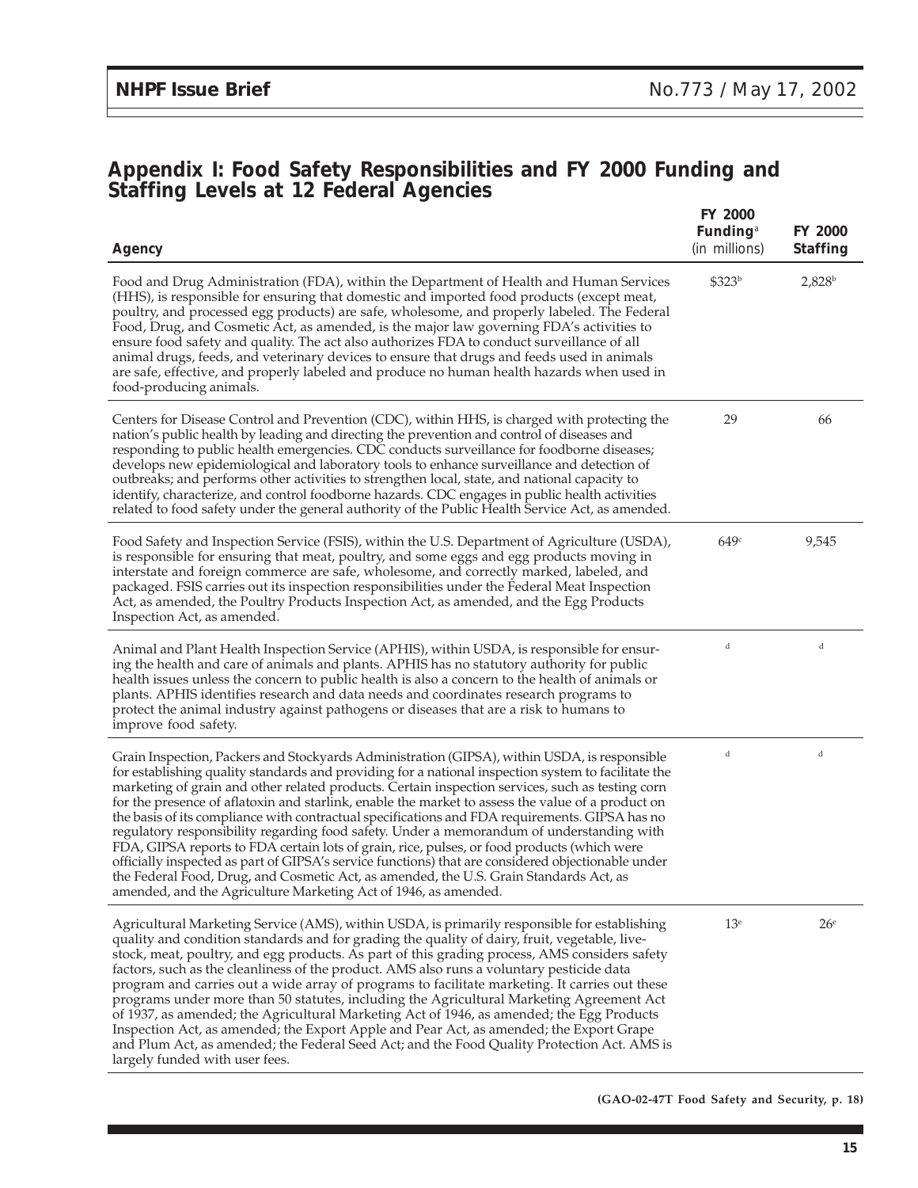## Appendix I: Food Safety Responsibilities and FY 2000 Funding and Staffing Levels at 12 Federal Agencies

| Agency | FY 2000 Funding[a] (in millions) | FY 2000 Staffing |
|---|---|---|
| Food and Drug Administration (FDA), within the Department of Health and Human Services (HHS), is responsible for ensuring that domestic and imported food products (except meat, poultry, and processed egg products) are safe, wholesome, and properly labeled. The Federal Food, Drug, and Cosmetic Act, as amended, is the major law governing FDA's activities to ensure food safety and quality. The act also authorizes FDA to conduct surveillance of all animal drugs, feeds, and veterinary devices to ensure that drugs and feeds used in animals are safe, effective, and properly labeled and produce no human health hazards when used in food-producing animals. | $323[b] | 2,828[b] |
| Centers for Disease Control and Prevention (CDC), within HHS, is charged with protecting the nation's public health by leading and directing the prevention and control of diseases and responding to public health emergencies. CDC conducts surveillance for foodborne diseases; develops new epidemiological and laboratory tools to enhance surveillance and detection of outbreaks; and performs other activities to strengthen local, state, and national capacity to identify, characterize, and control foodborne hazards. CDC engages in public health activities related to food safety under the general authority of the Public Health Service Act, as amended. | 29 | 66 |
| Food Safety and Inspection Service (FSIS), within the U.S. Department of Agriculture (USDA), is responsible for ensuring that meat, poultry, and some eggs and egg products moving in interstate and foreign commerce are safe, wholesome, and correctly marked, labeled, and packaged. FSIS carries out its inspection responsibilities under the Federal Meat Inspection Act, as amended, the Poultry Products Inspection Act, as amended, and the Egg Products Inspection Act, as amended. | 649[c] | 9,545 |
| Animal and Plant Health Inspection Service (APHIS), within USDA, is responsible for ensuring the health and care of animals and plants. APHIS has no statutory authority for public health issues unless the concern to public health is also a concern to the health of animals or plants. APHIS identifies research and data needs and coordinates research programs to protect the animal industry against pathogens or diseases that are a risk to humans to improve food safety. | [d] | [d] |
| Grain Inspection, Packers and Stockyards Administration (GIPSA), within USDA, is responsible for establishing quality standards and providing for a national inspection system to facilitate the marketing of grain and other related products. Certain inspection services, such as testing corn for the presence of aflatoxin and starlink, enable the market to assess the value of a product on the basis of its compliance with contractual specifications and FDA requirements. GIPSA has no regulatory responsibility regarding food safety. Under a memorandum of understanding with FDA, GIPSA reports to FDA certain lots of grain, rice, pulses, or food products (which were officially inspected as part of GIPSA's service functions) that are considered objectionable under the Federal Food, Drug, and Cosmetic Act, as amended, the U.S. Grain Standards Act, as amended, and the Agriculture Marketing Act of 1946, as amended. | [d] | [d] |
| Agricultural Marketing Service (AMS), within USDA, is primarily responsible for establishing quality and condition standards and for grading the quality of dairy, fruit, vegetable, livestock, meat, poultry, and egg products. As part of this grading process, AMS considers safety factors, such as the cleanliness of the product. AMS also runs a voluntary pesticide data program and carries out a wide array of programs to facilitate marketing. It carries out these programs under more than 50 statutes, including the Agricultural Marketing Agreement Act of 1937, as amended; the Agricultural Marketing Act of 1946, as amended; the Egg Products Inspection Act, as amended; the Export Apple and Pear Act, as amended; the Export Grape and Plum Act, as amended; the Federal Seed Act; and the Food Quality Protection Act. AMS is largely funded with user fees. | 13[e] | 26[e] |

**(GAO-02-47T Food Safety and Security, p. 18)**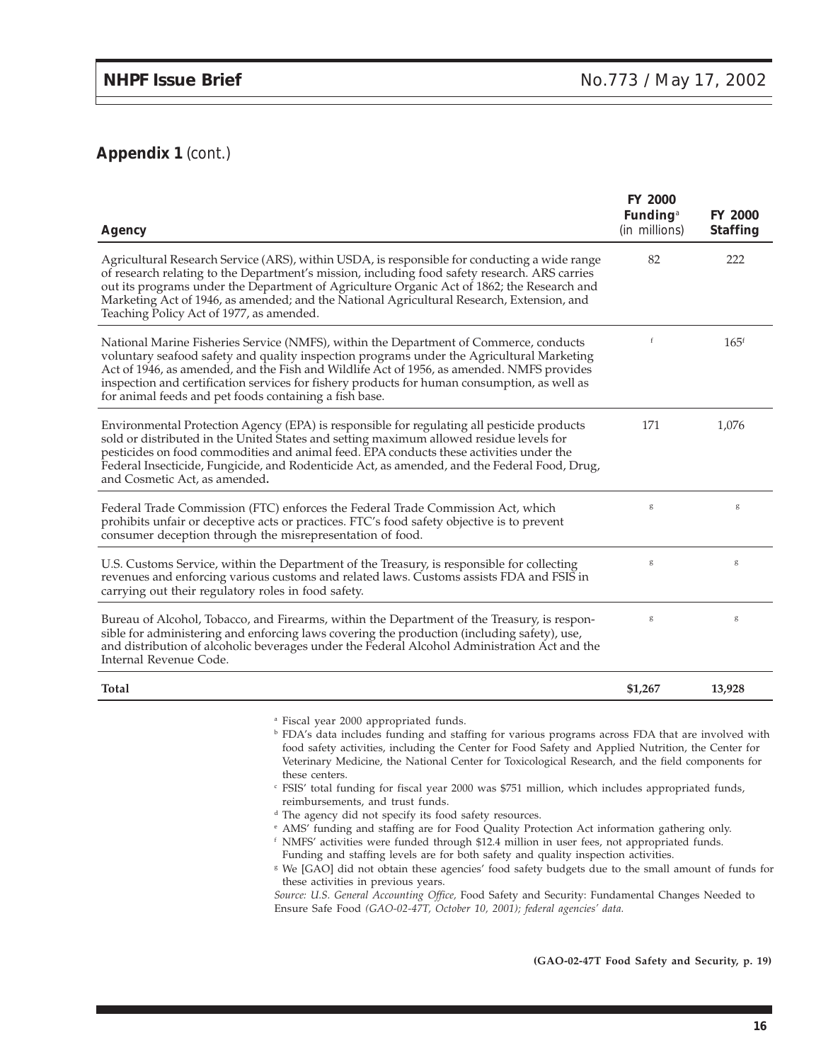## Appendix 1 (cont.)

| Agency | FY 2000 Funding[a] (in millions) | FY 2000 Staffing |
|---|---|---|
| Agricultural Research Service (ARS), within USDA, is responsible for conducting a wide range of research relating to the Department's mission, including food safety research. ARS carries out its programs under the Department of Agriculture Organic Act of 1862; the Research and Marketing Act of 1946, as amended; and the National Agricultural Research, Extension, and Teaching Policy Act of 1977, as amended. | 82 | 222 |
| National Marine Fisheries Service (NMFS), within the Department of Commerce, conducts voluntary seafood safety and quality inspection programs under the Agricultural Marketing Act of 1946, as amended, and the Fish and Wildlife Act of 1956, as amended. NMFS provides inspection and certification services for fishery products for human consumption, as well as for animal feeds and pet foods containing a fish base. | [f] | 165[f] |
| Environmental Protection Agency (EPA) is responsible for regulating all pesticide products sold or distributed in the United States and setting maximum allowed residue levels for pesticides on food commodities and animal feed. EPA conducts these activities under the Federal Insecticide, Fungicide, and Rodenticide Act, as amended, and the Federal Food, Drug, and Cosmetic Act, as amended. | 171 | 1,076 |
| Federal Trade Commission (FTC) enforces the Federal Trade Commission Act, which prohibits unfair or deceptive acts or practices. FTC's food safety objective is to prevent consumer deception through the misrepresentation of food. | [g] | [g] |
| U.S. Customs Service, within the Department of the Treasury, is responsible for collecting revenues and enforcing various customs and related laws. Customs assists FDA and FSIS in carrying out their regulatory roles in food safety. | [g] | [g] |
| Bureau of Alcohol, Tobacco, and Firearms, within the Department of the Treasury, is responsible for administering and enforcing laws covering the production (including safety), use, and distribution of alcoholic beverages under the Federal Alcohol Administration Act and the Internal Revenue Code. | [g] | [g] |
| **Total** | **$1,267** | **13,928** |

[a] Fiscal year 2000 appropriated funds.
[b] FDA's data includes funding and staffing for various programs across FDA that are involved with food safety activities, including the Center for Food Safety and Applied Nutrition, the Center for Veterinary Medicine, the National Center for Toxicological Research, and the field components for these centers.
[c] FSIS' total funding for fiscal year 2000 was $751 million, which includes appropriated funds, reimbursements, and trust funds.
[d] The agency did not specify its food safety resources.
[e] AMS' funding and staffing are for Food Quality Protection Act information gathering only.
[f] NMFS' activities were funded through $12.4 million in user fees, not appropriated funds. Funding and staffing levels are for both safety and quality inspection activities.
[g] We [GAO] did not obtain these agencies' food safety budgets due to the small amount of funds for these activities in previous years.

*Source: U.S. General Accounting Office,* Food Safety and Security: Fundamental Changes Needed to Ensure Safe Food *(GAO-02-47T, October 10, 2001); federal agencies' data.*

**(GAO-02-47T Food Safety and Security, p. 19)**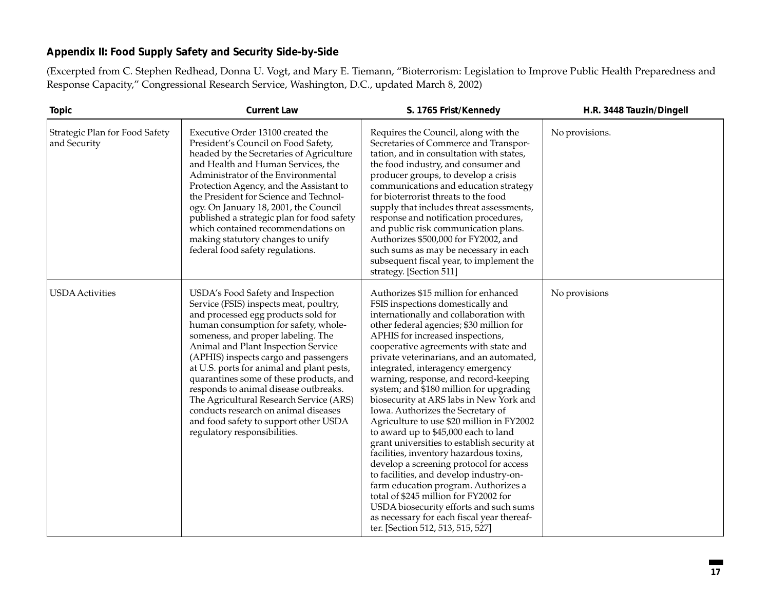## Appendix II: Food Supply Safety and Security Side-by-Side

(Excerpted from C. Stephen Redhead, Donna U. Vogt, and Mary E. Tiemann, "Bioterrorism: Legislation to Improve Public Health Preparedness and Response Capacity," Congressional Research Service, Washington, D.C., updated March 8, 2002)

| Topic | Current Law | S. 1765 Frist/Kennedy | H.R. 3448 Tauzin/Dingell |
|---|---|---|---|
| Strategic Plan for Food Safety and Security | Executive Order 13100 created the President's Council on Food Safety, headed by the Secretaries of Agriculture and Health and Human Services, the Administrator of the Environmental Protection Agency, and the Assistant to the President for Science and Technology. On January 18, 2001, the Council published a strategic plan for food safety which contained recommendations on making statutory changes to unify federal food safety regulations. | Requires the Council, along with the Secretaries of Commerce and Transportation, and in consultation with states, the food industry, and consumer and producer groups, to develop a crisis communications and education strategy for bioterrorist threats to the food supply that includes threat assessments, response and notification procedures, and public risk communication plans. Authorizes $500,000 for FY2002, and such sums as may be necessary in each subsequent fiscal year, to implement the strategy. [Section 511] | No provisions. |
| USDA Activities | USDA's Food Safety and Inspection Service (FSIS) inspects meat, poultry, and processed egg products sold for human consumption for safety, wholesomeness, and proper labeling. The Animal and Plant Inspection Service (APHIS) inspects cargo and passengers at U.S. ports for animal and plant pests, quarantines some of these products, and responds to animal disease outbreaks. The Agricultural Research Service (ARS) conducts research on animal diseases and food safety to support other USDA regulatory responsibilities. | Authorizes $15 million for enhanced FSIS inspections domestically and internationally and collaboration with other federal agencies; $30 million for APHIS for increased inspections, cooperative agreements with state and private veterinarians, and an automated, integrated, interagency emergency warning, response, and record-keeping system; and $180 million for upgrading biosecurity at ARS labs in New York and Iowa. Authorizes the Secretary of Agriculture to use $20 million in FY2002 to award up to $45,000 each to land grant universities to establish security at facilities, inventory hazardous toxins, develop a screening protocol for access to facilities, and develop industry-on-farm education program. Authorizes a total of $245 million for FY2002 for USDA biosecurity efforts and such sums as necessary for each fiscal year thereafter. [Section 512, 513, 515, 527] | No provisions |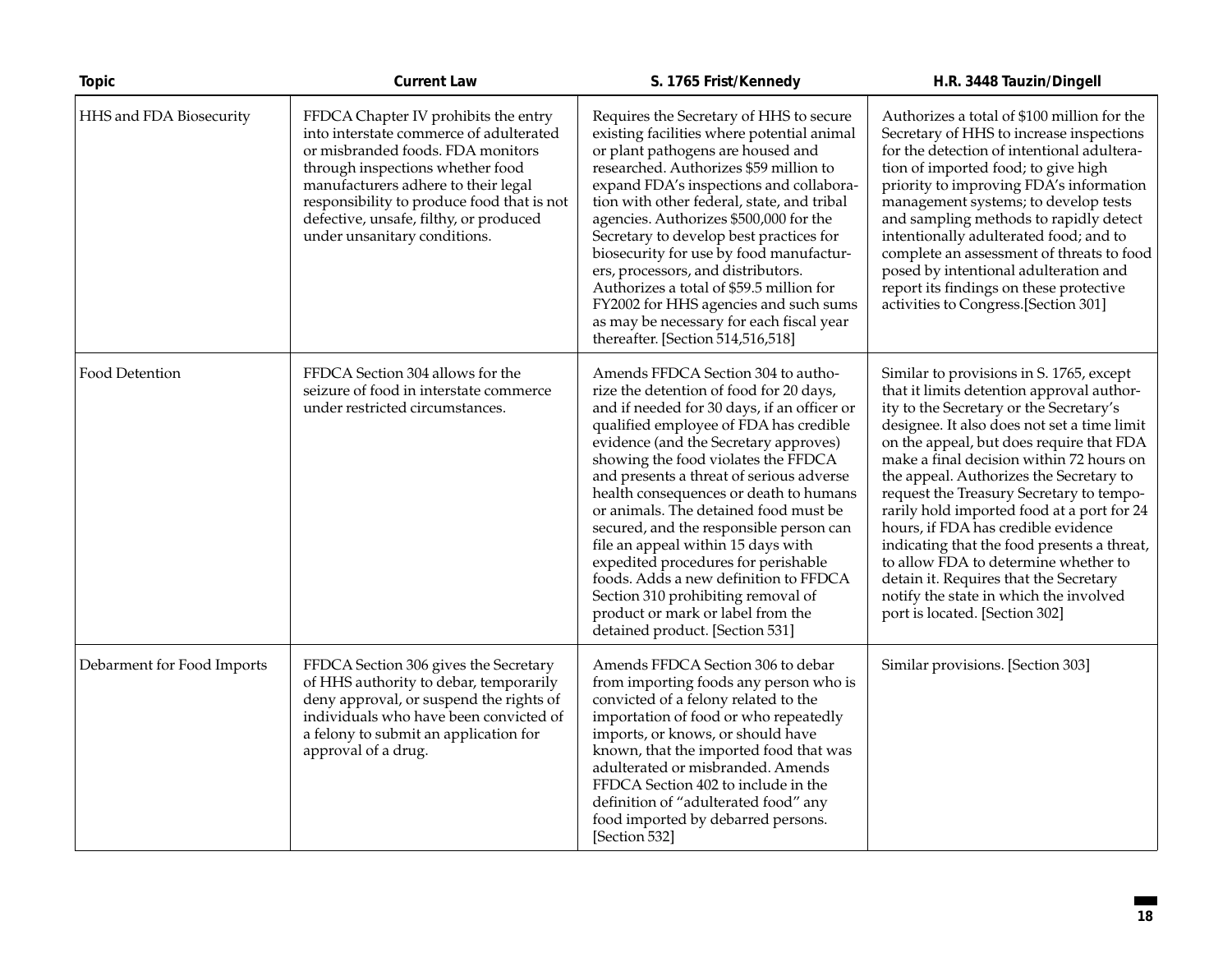| Topic | Current Law | S. 1765 Frist/Kennedy | H.R. 3448 Tauzin/Dingell |
|---|---|---|---|
| HHS and FDA Biosecurity | FFDCA Chapter IV prohibits the entry into interstate commerce of adulterated or misbranded foods. FDA monitors through inspections whether food manufacturers adhere to their legal responsibility to produce food that is not defective, unsafe, filthy, or produced under unsanitary conditions. | Requires the Secretary of HHS to secure existing facilities where potential animal or plant pathogens are housed and researched. Authorizes $59 million to expand FDA's inspections and collaboration with other federal, state, and tribal agencies. Authorizes $500,000 for the Secretary to develop best practices for biosecurity for use by food manufacturers, processors, and distributors. Authorizes a total of $59.5 million for FY2002 for HHS agencies and such sums as may be necessary for each fiscal year thereafter. [Section 514,516,518] | Authorizes a total of $100 million for the Secretary of HHS to increase inspections for the detection of intentional adulteration of imported food; to give high priority to improving FDA's information management systems; to develop tests and sampling methods to rapidly detect intentionally adulterated food; and to complete an assessment of threats to food posed by intentional adulteration and report its findings on these protective activities to Congress.[Section 301] |
| Food Detention | FFDCA Section 304 allows for the seizure of food in interstate commerce under restricted circumstances. | Amends FFDCA Section 304 to authorize the detention of food for 20 days, and if needed for 30 days, if an officer or qualified employee of FDA has credible evidence (and the Secretary approves) showing the food violates the FFDCA and presents a threat of serious adverse health consequences or death to humans or animals. The detained food must be secured, and the responsible person can file an appeal within 15 days with expedited procedures for perishable foods. Adds a new definition to FFDCA Section 310 prohibiting removal of product or mark or label from the detained product. [Section 531] | Similar to provisions in S. 1765, except that it limits detention approval authority to the Secretary or the Secretary's designee. It also does not set a time limit on the appeal, but does require that FDA make a final decision within 72 hours on the appeal. Authorizes the Secretary to request the Treasury Secretary to temporarily hold imported food at a port for 24 hours, if FDA has credible evidence indicating that the food presents a threat, to allow FDA to determine whether to detain it. Requires that the Secretary notify the state in which the involved port is located. [Section 302] |
| Debarment for Food Imports | FFDCA Section 306 gives the Secretary of HHS authority to debar, temporarily deny approval, or suspend the rights of individuals who have been convicted of a felony to submit an application for approval of a drug. | Amends FFDCA Section 306 to debar from importing foods any person who is convicted of a felony related to the importation of food or who repeatedly imports, or knows, or should have known, that the imported food that was adulterated or misbranded. Amends FFDCA Section 402 to include in the definition of "adulterated food" any food imported by debarred persons. [Section 532] | Similar provisions. [Section 303] |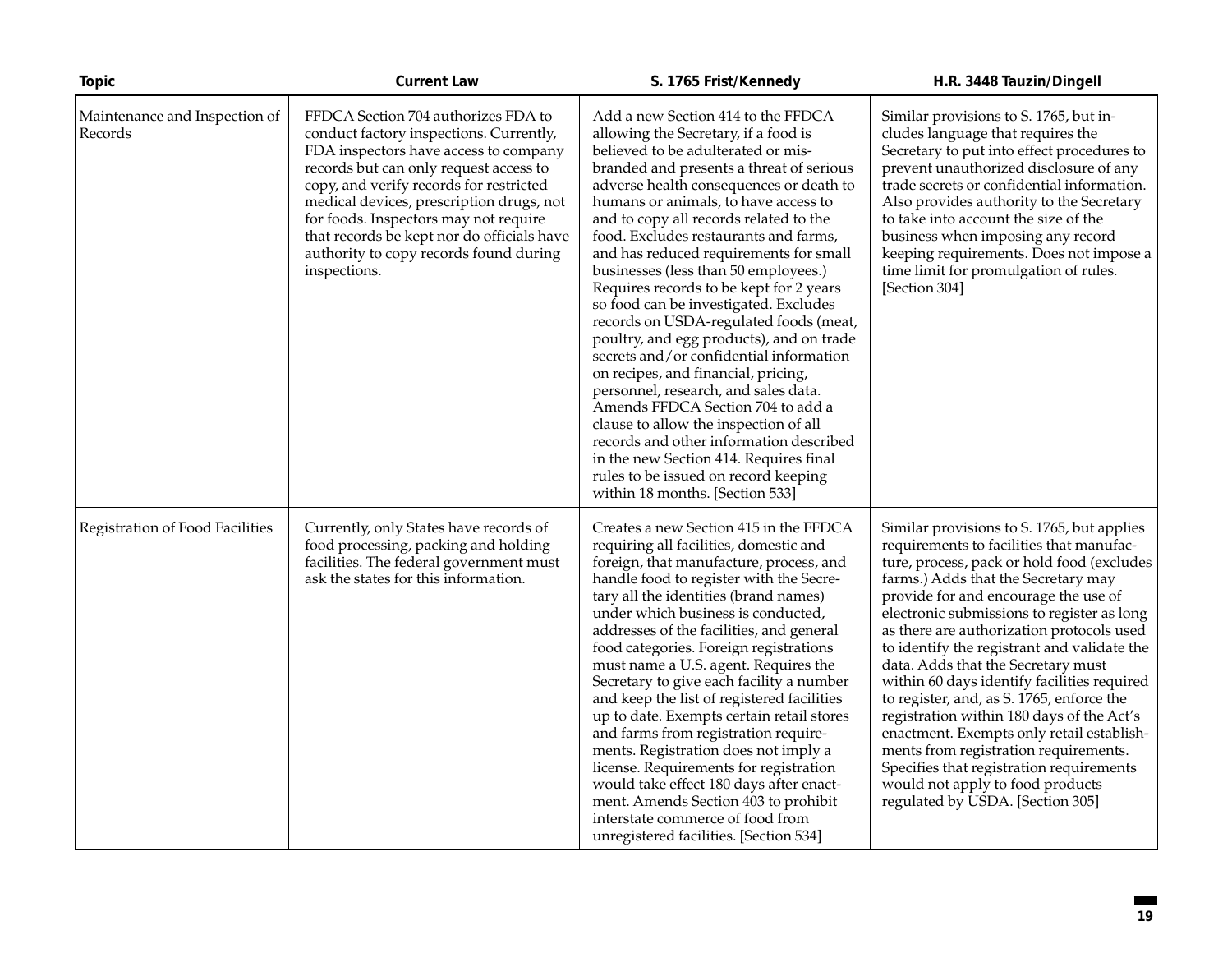| Topic | Current Law | S. 1765 Frist/Kennedy | H.R. 3448 Tauzin/Dingell |
|---|---|---|---|
| Maintenance and Inspection of Records | FFDCA Section 704 authorizes FDA to conduct factory inspections. Currently, FDA inspectors have access to company records but can only request access to copy, and verify records for restricted medical devices, prescription drugs, not for foods. Inspectors may not require that records be kept nor do officials have authority to copy records found during inspections. | Add a new Section 414 to the FFDCA allowing the Secretary, if a food is believed to be adulterated or misbranded and presents a threat of serious adverse health consequences or death to humans or animals, to have access to and to copy all records related to the food. Excludes restaurants and farms, and has reduced requirements for small businesses (less than 50 employees.) Requires records to be kept for 2 years so food can be investigated. Excludes records on USDA-regulated foods (meat, poultry, and egg products), and on trade secrets and/or confidential information on recipes, and financial, pricing, personnel, research, and sales data. Amends FFDCA Section 704 to add a clause to allow the inspection of all records and other information described in the new Section 414. Requires final rules to be issued on record keeping within 18 months. [Section 533] | Similar provisions to S. 1765, but includes language that requires the Secretary to put into effect procedures to prevent unauthorized disclosure of any trade secrets or confidential information. Also provides authority to the Secretary to take into account the size of the business when imposing any record keeping requirements. Does not impose a time limit for promulgation of rules. [Section 304] |
| Registration of Food Facilities | Currently, only States have records of food processing, packing and holding facilities. The federal government must ask the states for this information. | Creates a new Section 415 in the FFDCA requiring all facilities, domestic and foreign, that manufacture, process, and handle food to register with the Secretary all the identities (brand names) under which business is conducted, addresses of the facilities, and general food categories. Foreign registrations must name a U.S. agent. Requires the Secretary to give each facility a number and keep the list of registered facilities up to date. Exempts certain retail stores and farms from registration requirements. Registration does not imply a license. Requirements for registration would take effect 180 days after enactment. Amends Section 403 to prohibit interstate commerce of food from unregistered facilities. [Section 534] | Similar provisions to S. 1765, but applies requirements to facilities that manufacture, process, pack or hold food (excludes farms.) Adds that the Secretary may provide for and encourage the use of electronic submissions to register as long as there are authorization protocols used to identify the registrant and validate the data. Adds that the Secretary must within 60 days identify facilities required to register, and, as S. 1765, enforce the registration within 180 days of the Act's enactment. Exempts only retail establishments from registration requirements. Specifies that registration requirements would not apply to food products regulated by USDA. [Section 305] |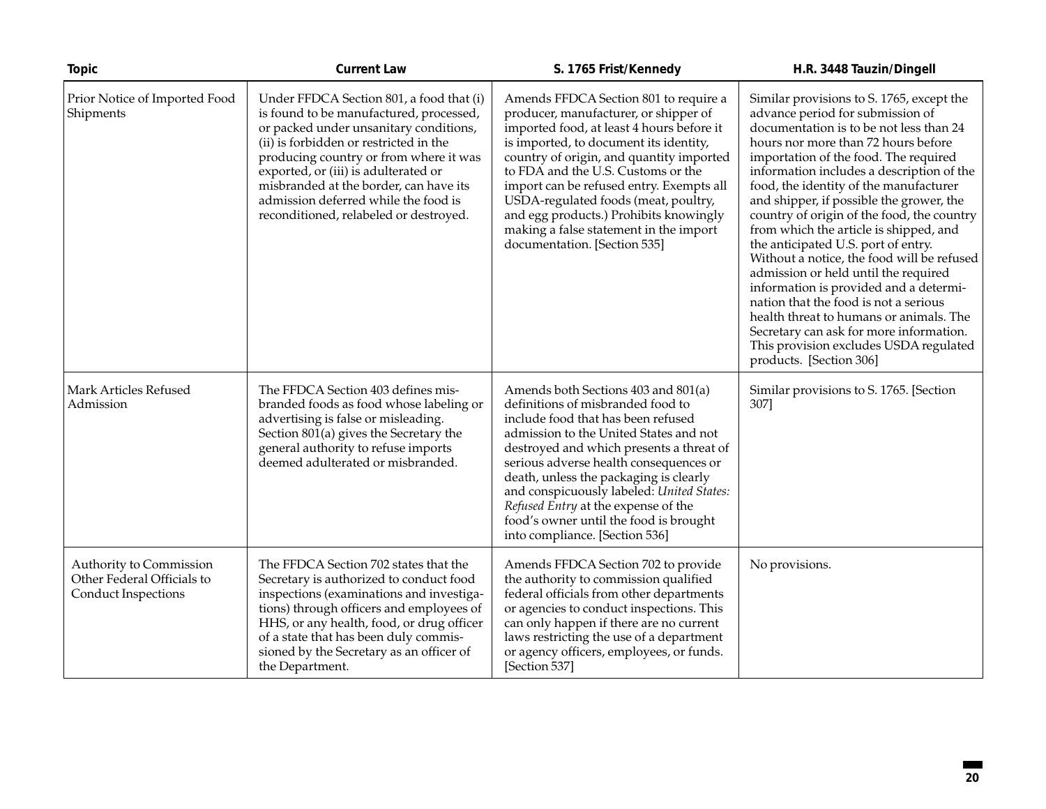| Topic | Current Law | S. 1765 Frist/Kennedy | H.R. 3448 Tauzin/Dingell |
|---|---|---|---|
| Prior Notice of Imported Food Shipments | Under FFDCA Section 801, a food that (i) is found to be manufactured, processed, or packed under unsanitary conditions, (ii) is forbidden or restricted in the producing country or from where it was exported, or (iii) is adulterated or misbranded at the border, can have its admission deferred while the food is reconditioned, relabeled or destroyed. | Amends FFDCA Section 801 to require a producer, manufacturer, or shipper of imported food, at least 4 hours before it is imported, to document its identity, country of origin, and quantity imported to FDA and the U.S. Customs or the import can be refused entry. Exempts all USDA-regulated foods (meat, poultry, and egg products.) Prohibits knowingly making a false statement in the import documentation. [Section 535] | Similar provisions to S. 1765, except the advance period for submission of documentation is to be not less than 24 hours nor more than 72 hours before importation of the food. The required information includes a description of the food, the identity of the manufacturer and shipper, if possible the grower, the country of origin of the food, the country from which the article is shipped, and the anticipated U.S. port of entry. Without a notice, the food will be refused admission or held until the required information is provided and a determination that the food is not a serious health threat to humans or animals. The Secretary can ask for more information. This provision excludes USDA regulated products. [Section 306] |
| Mark Articles Refused Admission | The FFDCA Section 403 defines misbranded foods as food whose labeling or advertising is false or misleading. Section 801(a) gives the Secretary the general authority to refuse imports deemed adulterated or misbranded. | Amends both Sections 403 and 801(a) definitions of misbranded food to include food that has been refused admission to the United States and not destroyed and which presents a threat of serious adverse health consequences or death, unless the packaging is clearly and conspicuously labeled: *United States: Refused Entry* at the expense of the food's owner until the food is brought into compliance. [Section 536] | Similar provisions to S. 1765. [Section 307] |
| Authority to Commission Other Federal Officials to Conduct Inspections | The FFDCA Section 702 states that the Secretary is authorized to conduct food inspections (examinations and investigations) through officers and employees of HHS, or any health, food, or drug officer of a state that has been duly commissioned by the Secretary as an officer of the Department. | Amends FFDCA Section 702 to provide the authority to commission qualified federal officials from other departments or agencies to conduct inspections. This can only happen if there are no current laws restricting the use of a department or agency officers, employees, or funds. [Section 537] | No provisions. |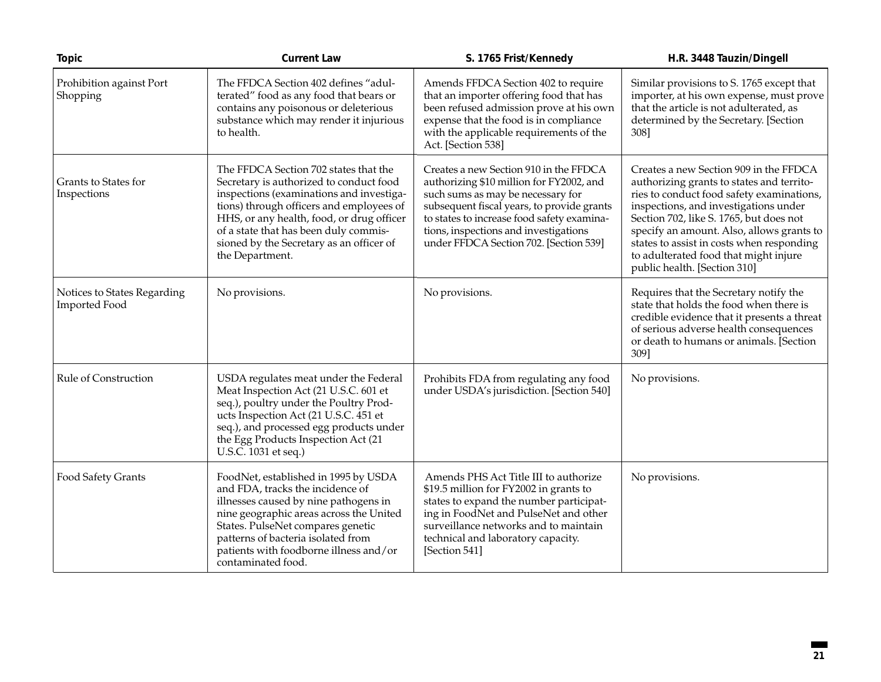| Topic | Current Law | S. 1765 Frist/Kennedy | H.R. 3448 Tauzin/Dingell |
|---|---|---|---|
| Prohibition against Port Shopping | The FFDCA Section 402 defines "adulterated" food as any food that bears or contains any poisonous or deleterious substance which may render it injurious to health. | Amends FFDCA Section 402 to require that an importer offering food that has been refused admission prove at his own expense that the food is in compliance with the applicable requirements of the Act. [Section 538] | Similar provisions to S. 1765 except that importer, at his own expense, must prove that the article is not adulterated, as determined by the Secretary. [Section 308] |
| Grants to States for Inspections | The FFDCA Section 702 states that the Secretary is authorized to conduct food inspections (examinations and investigations) through officers and employees of HHS, or any health, food, or drug officer of a state that has been duly commissioned by the Secretary as an officer of the Department. | Creates a new Section 910 in the FFDCA authorizing $10 million for FY2002, and such sums as may be necessary for subsequent fiscal years, to provide grants to states to increase food safety examinations, inspections and investigations under FFDCA Section 702. [Section 539] | Creates a new Section 909 in the FFDCA authorizing grants to states and territories to conduct food safety examinations, inspections, and investigations under Section 702, like S. 1765, but does not specify an amount. Also, allows grants to states to assist in costs when responding to adulterated food that might injure public health. [Section 310] |
| Notices to States Regarding Imported Food | No provisions. | No provisions. | Requires that the Secretary notify the state that holds the food when there is credible evidence that it presents a threat of serious adverse health consequences or death to humans or animals. [Section 309] |
| Rule of Construction | USDA regulates meat under the Federal Meat Inspection Act (21 U.S.C. 601 et seq.), poultry under the Poultry Products Inspection Act (21 U.S.C. 451 et seq.), and processed egg products under the Egg Products Inspection Act (21 U.S.C. 1031 et seq.) | Prohibits FDA from regulating any food under USDA's jurisdiction. [Section 540] | No provisions. |
| Food Safety Grants | FoodNet, established in 1995 by USDA and FDA, tracks the incidence of illnesses caused by nine pathogens in nine geographic areas across the United States. PulseNet compares genetic patterns of bacteria isolated from patients with foodborne illness and/or contaminated food. | Amends PHS Act Title III to authorize $19.5 million for FY2002 in grants to states to expand the number participating in FoodNet and PulseNet and other surveillance networks and to maintain technical and laboratory capacity. [Section 541] | No provisions. |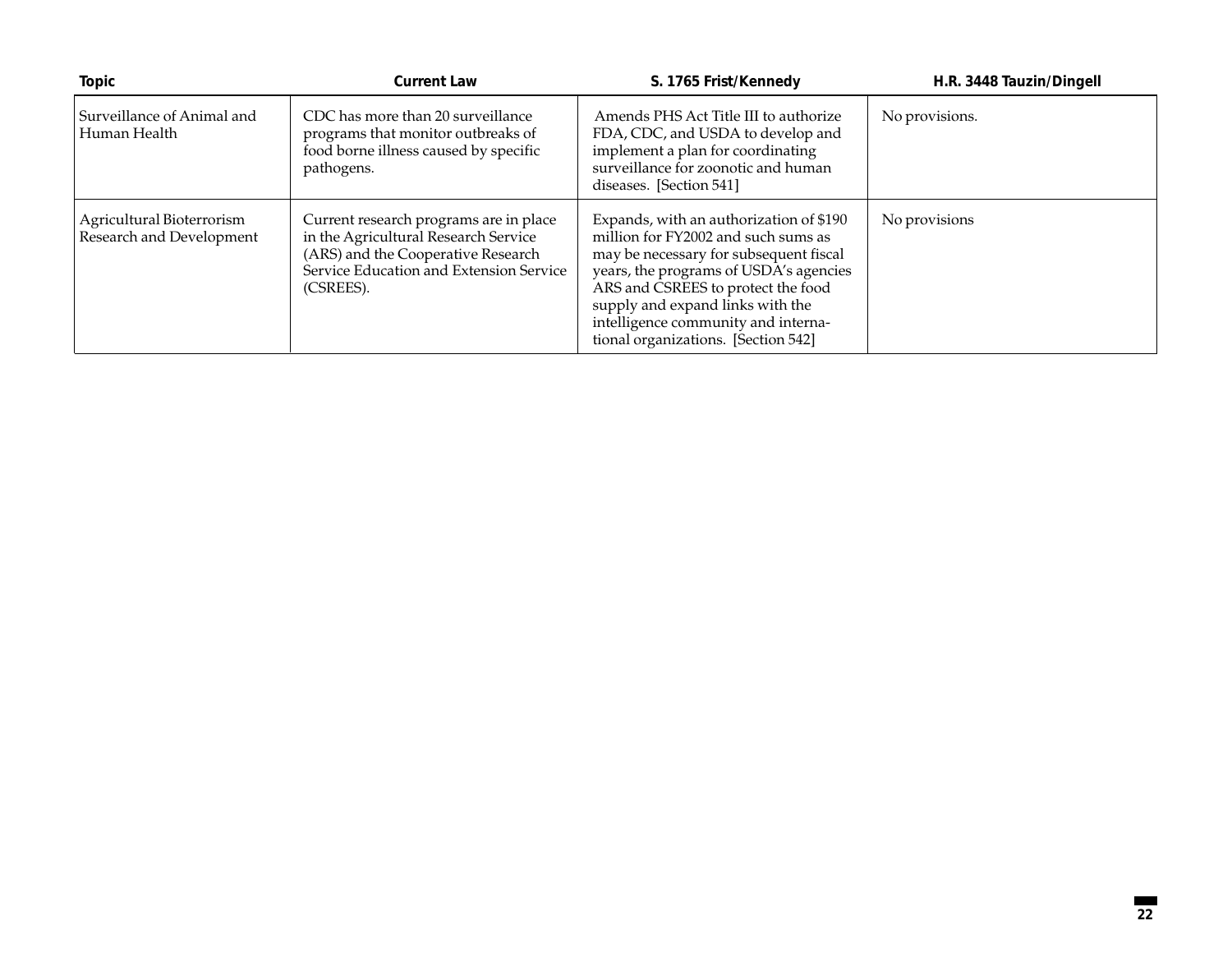| Topic | Current Law | S. 1765 Frist/Kennedy | H.R. 3448 Tauzin/Dingell |
|---|---|---|---|
| Surveillance of Animal and Human Health | CDC has more than 20 surveillance programs that monitor outbreaks of food borne illness caused by specific pathogens. | Amends PHS Act Title III to authorize FDA, CDC, and USDA to develop and implement a plan for coordinating surveillance for zoonotic and human diseases. [Section 541] | No provisions. |
| Agricultural Bioterrorism Research and Development | Current research programs are in place in the Agricultural Research Service (ARS) and the Cooperative Research Service Education and Extension Service (CSREES). | Expands, with an authorization of $190 million for FY2002 and such sums as may be necessary for subsequent fiscal years, the programs of USDA's agencies ARS and CSREES to protect the food supply and expand links with the intelligence community and international organizations. [Section 542] | No provisions |